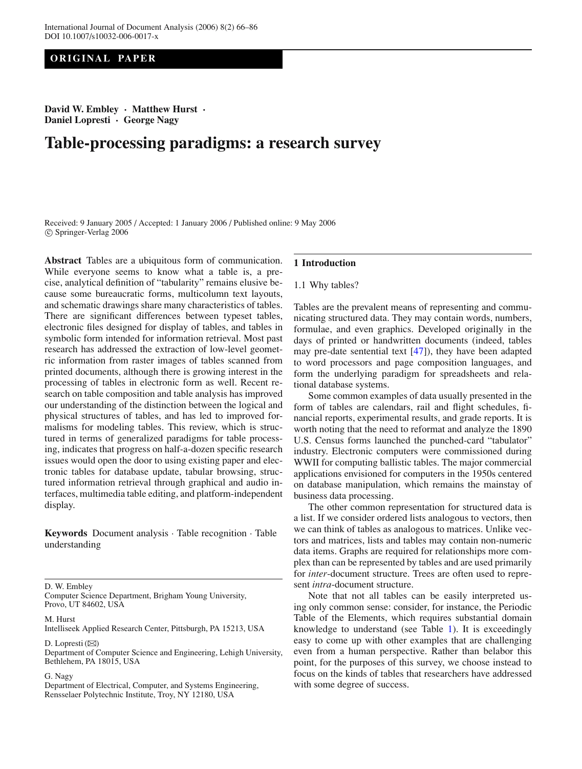ORIGINAL PAPER

**David W. Embley · Matthew Hurst · Daniel Lopresti · George Nagy**

# Table-processing paradigms: a research survey

Received: 9 January 2005 / Accepted: 1 January 2006 / Published online: 9 May 2006
© Springer-Verlag 2006

**Abstract** Tables are a ubiquitous form of communication. While everyone seems to know what a table is, a precise, analytical definition of "tabularity" remains elusive because some bureaucratic forms, multicolumn text layouts, and schematic drawings share many characteristics of tables. There are significant differences between typeset tables, electronic files designed for display of tables, and tables in symbolic form intended for information retrieval. Most past research has addressed the extraction of low-level geometric information from raster images of tables scanned from printed documents, although there is growing interest in the processing of tables in electronic form as well. Recent research on table composition and table analysis has improved our understanding of the distinction between the logical and physical structures of tables, and has led to improved formalisms for modeling tables. This review, which is structured in terms of generalized paradigms for table processing, indicates that progress on half-a-dozen specific research issues would open the door to using existing paper and electronic tables for database update, tabular browsing, structured information retrieval through graphical and audio interfaces, multimedia table editing, and platform-independent display.

**Keywords** Document analysis · Table recognition · Table understanding

D. W. Embley
Computer Science Department, Brigham Young University, Provo, UT 84602, USA

M. Hurst
Intelliseek Applied Research Center, Pittsburgh, PA 15213, USA

D. Lopresti (✉)
Department of Computer Science and Engineering, Lehigh University, Bethlehem, PA 18015, USA

G. Nagy
Department of Electrical, Computer, and Systems Engineering, Rensselaer Polytechnic Institute, Troy, NY 12180, USA

## 1 Introduction

### 1.1 Why tables?

Tables are the prevalent means of representing and communicating structured data. They may contain words, numbers, formulae, and even graphics. Developed originally in the days of printed or handwritten documents (indeed, tables may pre-date sentential text [47]), they have been adapted to word processors and page composition languages, and form the underlying paradigm for spreadsheets and relational database systems.

Some common examples of data usually presented in the form of tables are calendars, rail and flight schedules, financial reports, experimental results, and grade reports. It is worth noting that the need to reformat and analyze the 1890 U.S. Census forms launched the punched-card "tabulator" industry. Electronic computers were commissioned during WWII for computing ballistic tables. The major commercial applications envisioned for computers in the 1950s centered on database manipulation, which remains the mainstay of business data processing.

The other common representation for structured data is a list. If we consider ordered lists analogous to vectors, then we can think of tables as analogous to matrices. Unlike vectors and matrices, lists and tables may contain non-numeric data items. Graphs are required for relationships more complex than can be represented by tables and are used primarily for *inter*-document structure. Trees are often used to represent *intra*-document structure.

Note that not all tables can be easily interpreted using only common sense: consider, for instance, the Periodic Table of the Elements, which requires substantial domain knowledge to understand (see Table 1). It is exceedingly easy to come up with other examples that are challenging even from a human perspective. Rather than belabor this point, for the purposes of this survey, we choose instead to focus on the kinds of tables that researchers have addressed with some degree of success.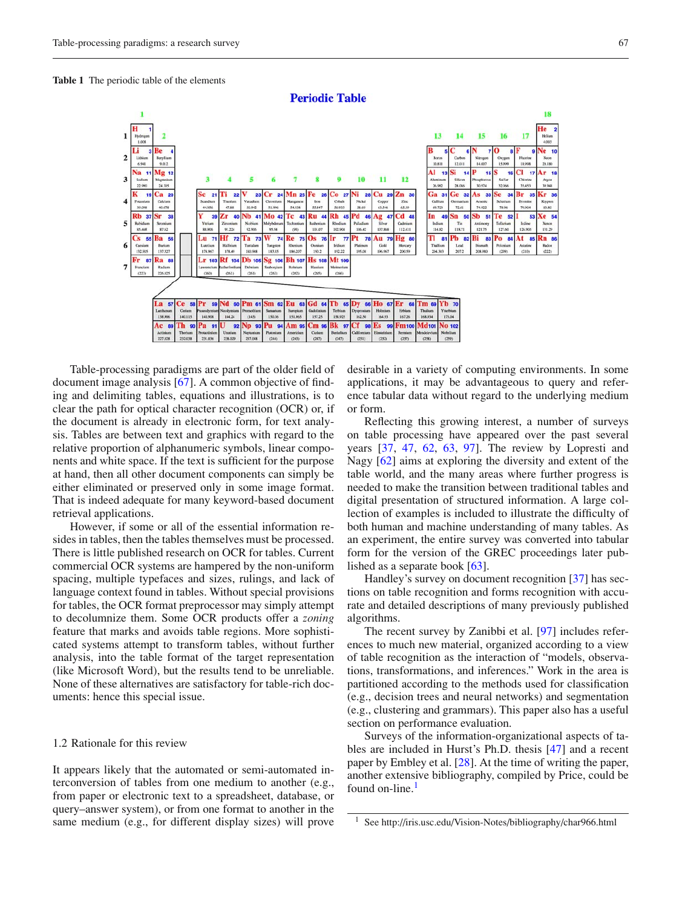**Table 1** The periodic table of the elements

**Periodic Table**

| | 1 | 2 | 3 | 4 | 5 | 6 | 7 | 8 | 9 | 10 | 11 | 12 | 13 | 14 | 15 | 16 | 17 | 18 |
|---|---|---|---|---|---|---|---|---|---|---|---|---|---|---|---|---|---|---|
| 1 | H 1 Hydrogen 1.008 | | | | | | | | | | | | | | | | | He 2 Helium 4.003 |
| 2 | Li 3 Lithium 6.941 | Be 4 Beryllium 9.012 | | | | | | | | | | | B 5 Boron 10.811 | C 6 Carbon 12.011 | N 7 Nitrogen 14.007 | O 8 Oxygen 15.999 | F 9 Fluorine 18.998 | Ne 10 Neon 20.180 |
| 3 | Na 11 Sodium 22.990 | Mg 12 Magnesium 24.305 | | | | | | | | | | | Al 13 Aluminum 26.982 | Si 14 Silicon 28.086 | P 15 Phosphorus 30.974 | S 16 Sulfur 32.066 | Cl 17 Chlorine 35.453 | Ar 18 Argon 39.948 |
| 4 | K 19 Potassium 39.098 | Ca 20 Calcium 40.078 | Sc 21 Scandium 44.956 | Ti 22 Titanium 47.88 | V 23 Vanadium 50.942 | Cr 24 Chromium 51.996 | Mn 25 Manganese 54.938 | Fe 26 Iron 55.847 | Co 27 Cobalt 58.933 | Ni 28 Nickel 58.69 | Cu 29 Copper 63.546 | Zn 30 Zinc 65.39 | Ga 31 Gallium 69.723 | Ge 32 Germanium 72.61 | As 33 Arsenic 74.922 | Se 34 Selenium 78.96 | Br 35 Bromine 79.904 | Kr 36 Krypton 83.80 |
| 5 | Rb 37 Rubidium 85.468 | Sr 38 Strontium 87.62 | Y 39 Yttrium 88.906 | Zr 40 Zirconium 91.224 | Nb 41 Niobium 92.906 | Mo 42 Molybdenum 95.94 | Tc 43 Technetium (98) | Ru 44 Ruthenium 101.07 | Rh 45 Rhodium 102.906 | Pd 46 Palladium 106.42 | Ag 47 Silver 107.868 | Cd 48 Cadmium 112.411 | In 49 Indium 114.82 | Sn 50 Tin 118.71 | Sb 51 Antimony 121.75 | Te 52 Tellurium 127.60 | I 53 Iodine 126.905 | Xe 54 Xenon 131.29 |
| 6 | Cs 55 Caesium 132.905 | Ba 56 Barium 137.327 | Lu 71 Lutetium 174.967 | Hf 72 Hafnium 178.49 | Ta 73 Tantalum 180.948 | W 74 Tungsten 183.85 | Re 75 Rhenium 186.207 | Os 76 Osmium 190.2 | Ir 77 Iridium 192.22 | Pt 78 Platinum 195.08 | Au 79 Gold 196.967 | Hg 80 Mercury 200.59 | Tl 81 Thallium 204.383 | Pb 82 Lead 207.2 | Bi 83 Bismuth 208.980 | Po 84 Polonium (209) | At 85 Astatine (210) | Rn 86 Radon (222) |
| 7 | Fr 87 Francium (223) | Ra 88 Radium 226.025 | Lr 103 Lawrencium (260) | Rf 104 Rutherfordium (261) | Db 105 Dubnium (262) | Sg 106 Seaborgium (263) | Bh 107 Bohrium (262) | Hs 108 Hassium (265) | Mt 109 Meitnerium (266) | | | | | | | | | |

| | | | | | | | | | | | | | |
|---|---|---|---|---|---|---|---|---|---|---|---|---|---|
| La 57 Lanthanum 138.906 | Ce 58 Cerium 140.115 | Pr 59 Praseodymium 140.908 | Nd 60 Neodymium 144.24 | Pm 61 Promethium (145) | Sm 62 Samarium 150.36 | Eu 63 Europium 151.965 | Gd 64 Gadolinium 157.25 | Tb 65 Terbium 158.925 | Dy 66 Dysprosium 162.50 | Ho 67 Holmium 164.93 | Er 68 Erbium 167.26 | Tm 69 Thulium 168.934 | Yb 70 Ytterbium 173.04 |
| Ac 89 Actinium 227.028 | Th 90 Thorium 232.038 | Pa 91 Protactinium 231.036 | U 92 Uranium 238.029 | Np 93 Neptunium 237.048 | Pu 94 Plutonium (244) | Am 95 Americium (243) | Cm 96 Curium (247) | Bk 97 Berkelium (247) | Cf 98 Californium (251) | Es 99 Einsteinium (252) | Fm 100 Fermium (257) | Md 101 Mendelevium (258) | No 102 Nobelium (259) |

Table-processing paradigms are part of the older field of document image analysis [67]. A common objective of finding and delimiting tables, equations and illustrations, is to clear the path for optical character recognition (OCR) or, if the document is already in electronic form, for text analysis. Tables are between text and graphics with regard to the relative proportion of alphanumeric symbols, linear components and white space. If the text is sufficient for the purpose at hand, then all other document components can simply be either eliminated or preserved only in some image format. That is indeed adequate for many keyword-based document retrieval applications.

However, if some or all of the essential information resides in tables, then the tables themselves must be processed. There is little published research on OCR for tables. Current commercial OCR systems are hampered by the non-uniform spacing, multiple typefaces and sizes, rulings, and lack of language context found in tables. Without special provisions for tables, the OCR format preprocessor may simply attempt to decolumnize them. Some OCR products offer a *zoning* feature that marks and avoids table regions. More sophisticated systems attempt to transform tables, without further analysis, into the table format of the target representation (like Microsoft Word), but the results tend to be unreliable. None of these alternatives are satisfactory for table-rich documents: hence this special issue.

## 1.2 Rationale for this review

It appears likely that the automated or semi-automated interconversion of tables from one medium to another (e.g., from paper or electronic text to a spreadsheet, database, or query–answer system), or from one format to another in the same medium (e.g., for different display sizes) will prove desirable in a variety of computing environments. In some applications, it may be advantageous to query and reference tabular data without regard to the underlying medium or form.

Reflecting this growing interest, a number of surveys on table processing have appeared over the past several years [37, 47, 62, 63, 97]. The review by Lopresti and Nagy [62] aims at exploring the diversity and extent of the table world, and the many areas where further progress is needed to make the transition between traditional tables and digital presentation of structured information. A large collection of examples is included to illustrate the difficulty of both human and machine understanding of many tables. As an experiment, the entire survey was converted into tabular form for the version of the GREC proceedings later published as a separate book [63].

Handley's survey on document recognition [37] has sections on table recognition and forms recognition with accurate and detailed descriptions of many previously published algorithms.

The recent survey by Zanibbi et al. [97] includes references to much new material, organized according to a view of table recognition as the interaction of "models, observations, transformations, and inferences." Work in the area is partitioned according to the methods used for classification (e.g., decision trees and neural networks) and segmentation (e.g., clustering and grammars). This paper also has a useful section on performance evaluation.

Surveys of the information-organizational aspects of tables are included in Hurst's Ph.D. thesis [47] and a recent paper by Embley et al. [28]. At the time of writing the paper, another extensive bibliography, compiled by Price, could be found on-line.[1]

[1] See http://iris.usc.edu/Vision-Notes/bibliography/char966.html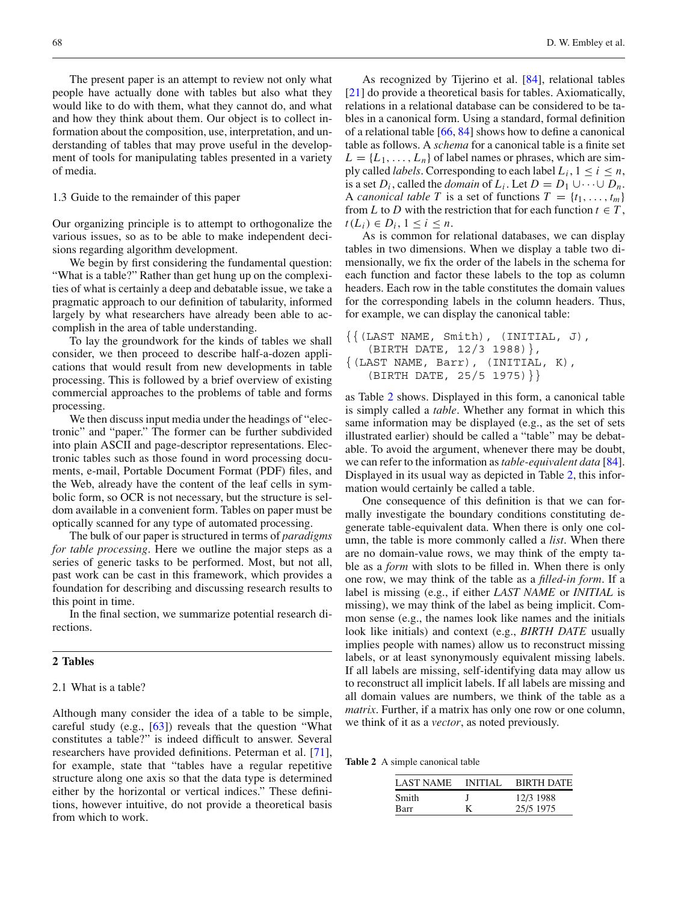The present paper is an attempt to review not only what people have actually done with tables but also what they would like to do with them, what they cannot do, and what and how they think about them. Our object is to collect information about the composition, use, interpretation, and understanding of tables that may prove useful in the development of tools for manipulating tables presented in a variety of media.

### 1.3 Guide to the remainder of this paper

Our organizing principle is to attempt to orthogonalize the various issues, so as to be able to make independent decisions regarding algorithm development.

We begin by first considering the fundamental question: "What is a table?" Rather than get hung up on the complexities of what is certainly a deep and debatable issue, we take a pragmatic approach to our definition of tabularity, informed largely by what researchers have already been able to accomplish in the area of table understanding.

To lay the groundwork for the kinds of tables we shall consider, we then proceed to describe half-a-dozen applications that would result from new developments in table processing. This is followed by a brief overview of existing commercial approaches to the problems of table and forms processing.

We then discuss input media under the headings of "electronic" and "paper." The former can be further subdivided into plain ASCII and page-descriptor representations. Electronic tables such as those found in word processing documents, e-mail, Portable Document Format (PDF) files, and the Web, already have the content of the leaf cells in symbolic form, so OCR is not necessary, but the structure is seldom available in a convenient form. Tables on paper must be optically scanned for any type of automated processing.

The bulk of our paper is structured in terms of *paradigms for table processing*. Here we outline the major steps as a series of generic tasks to be performed. Most, but not all, past work can be cast in this framework, which provides a foundation for describing and discussing research results to this point in time.

In the final section, we summarize potential research directions.

## 2 Tables

### 2.1 What is a table?

Although many consider the idea of a table to be simple, careful study (e.g., [63]) reveals that the question "What constitutes a table?" is indeed difficult to answer. Several researchers have provided definitions. Peterman et al. [71], for example, state that "tables have a regular repetitive structure along one axis so that the data type is determined either by the horizontal or vertical indices." These definitions, however intuitive, do not provide a theoretical basis from which to work.

As recognized by Tijerino et al. [84], relational tables [21] do provide a theoretical basis for tables. Axiomatically, relations in a relational database can be considered to be tables in a canonical form. Using a standard, formal definition of a relational table [66, 84] shows how to define a canonical table as follows. A *schema* for a canonical table is a finite set $L = \{L_1, \ldots, L_n\}$ of label names or phrases, which are simply called *labels*. Corresponding to each label $L_i$, $1 \leq i \leq n$, is a set $D_i$, called the *domain* of $L_i$. Let $D = D_1 \cup \cdots \cup D_n$. A *canonical table* $T$ is a set of functions $T = \{t_1, \ldots, t_m\}$ from $L$ to $D$ with the restriction that for each function $t \in T$, $t(L_i) \in D_i$, $1 \leq i \leq n$.

As is common for relational databases, we can display tables in two dimensions. When we display a table two dimensionally, we fix the order of the labels in the schema for each function and factor these labels to the top as column headers. Each row in the table constitutes the domain values for the corresponding labels in the column headers. Thus, for example, we can display the canonical table:

```
{{(LAST NAME, Smith), (INITIAL, J),
   (BIRTH DATE, 12/3 1988)},
{(LAST NAME, Barr), (INITIAL, K),
   (BIRTH DATE, 25/5 1975)}}
```

as Table 2 shows. Displayed in this form, a canonical table is simply called a *table*. Whether any format in which this same information may be displayed (e.g., as the set of sets illustrated earlier) should be called a "table" may be debatable. To avoid the argument, whenever there may be doubt, we can refer to the information as *table-equivalent data* [84]. Displayed in its usual way as depicted in Table 2, this information would certainly be called a table.

One consequence of this definition is that we can formally investigate the boundary conditions constituting degenerate table-equivalent data. When there is only one column, the table is more commonly called a *list*. When there are no domain-value rows, we may think of the empty table as a *form* with slots to be filled in. When there is only one row, we may think of the table as a *filled-in form*. If a label is missing (e.g., if either *LAST NAME* or *INITIAL* is missing), we may think of the label as being implicit. Common sense (e.g., the names look like names and the initials look like initials) and context (e.g., *BIRTH DATE* usually implies people with names) allow us to reconstruct missing labels, or at least synonymously equivalent missing labels. If all labels are missing, self-identifying data may allow us to reconstruct all implicit labels. If all labels are missing and all domain values are numbers, we think of the table as a *matrix*. Further, if a matrix has only one row or one column, we think of it as a *vector*, as noted previously.

**Table 2** A simple canonical table

| LAST NAME | INITIAL | BIRTH DATE |
|---|---|---|
| Smith | J | 12/3 1988 |
| Barr | K | 25/5 1975 |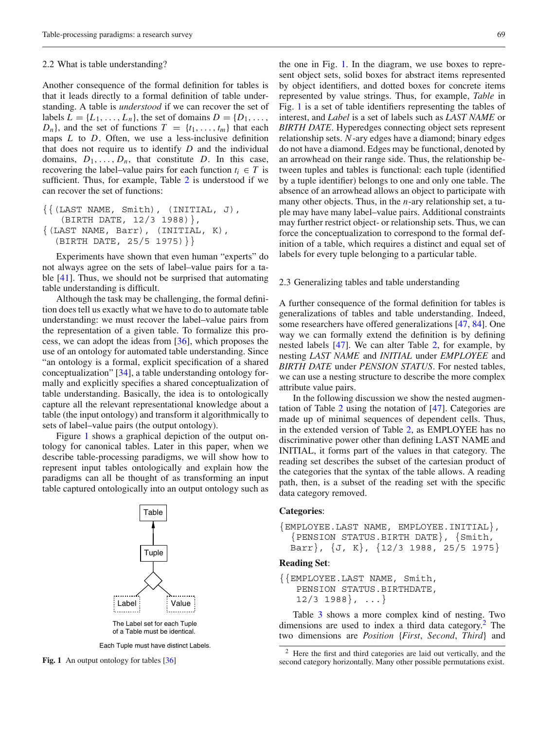## 2.2 What is table understanding?

Another consequence of the formal definition for tables is that it leads directly to a formal definition of table understanding. A table is *understood* if we can recover the set of labels $L = \{L_1, \ldots, L_n\}$, the set of domains $D = \{D_1, \ldots, D_n\}$, and the set of functions $T = \{t_1, \ldots, t_m\}$ that each maps $L$ to $D$. Often, we use a less-inclusive definition that does not require us to identify $D$ and the individual domains, $D_1, \ldots, D_n$, that constitute $D$. In this case, recovering the label–value pairs for each function $t_i \in T$ is sufficient. Thus, for example, Table 2 is understood if we can recover the set of functions:

```
{{(LAST NAME, Smith), (INITIAL, J),
  (BIRTH DATE, 12/3 1988)},
{(LAST NAME, Barr), (INITIAL, K),
  (BIRTH DATE, 25/5 1975)}}
```

Experiments have shown that even human "experts" do not always agree on the sets of label–value pairs for a table [41]. Thus, we should not be surprised that automating table understanding is difficult.

Although the task may be challenging, the formal definition does tell us exactly what we have to do to automate table understanding: we must recover the label–value pairs from the representation of a given table. To formalize this process, we can adopt the ideas from [36], which proposes the use of an ontology for automated table understanding. Since "an ontology is a formal, explicit specification of a shared conceptualization" [34], a table understanding ontology formally and explicitly specifies a shared conceptualization of table understanding. Basically, the idea is to ontologically capture all the relevant representational knowledge about a table (the input ontology) and transform it algorithmically to sets of label–value pairs (the output ontology).

Figure 1 shows a graphical depiction of the output ontology for canonical tables. Later in this paper, when we describe table-processing paradigms, we will show how to represent input tables ontologically and explain how the paradigms can all be thought of as transforming an input table captured ontologically into an output ontology such as the one in Fig. 1. In the diagram, we use boxes to represent object sets, solid boxes for abstract items represented by object identifiers, and dotted boxes for concrete items represented by value strings. Thus, for example, *Table* in Fig. 1 is a set of table identifiers representing the tables of interest, and *Label* is a set of labels such as *LAST NAME* or *BIRTH DATE*. Hyperedges connecting object sets represent relationship sets. $N$-ary edges have a diamond; binary edges do not have a diamond. Edges may be functional, denoted by an arrowhead on their range side. Thus, the relationship between tuples and tables is functional: each tuple (identified by a tuple identifier) belongs to one and only one table. The absence of an arrowhead allows an object to participate with many other objects. Thus, in the $n$-ary relationship set, a tuple may have many label–value pairs. Additional constraints may further restrict object- or relationship sets. Thus, we can force the conceptualization to correspond to the formal definition of a table, which requires a distinct and equal set of labels for every tuple belonging to a particular table.

Table

Tuple

Label Value

The Label set for each Tuple of a Table must be identical.

Each Tuple must have distinct Labels.

**Fig. 1** An output ontology for tables [36]

## 2.3 Generalizing tables and table understanding

A further consequence of the formal definition for tables is generalizations of tables and table understanding. Indeed, some researchers have offered generalizations [47, 84]. One way we can formally extend the definition is by defining nested labels [47]. We can alter Table 2, for example, by nesting *LAST NAME* and *INITIAL* under *EMPLOYEE* and *BIRTH DATE* under *PENSION STATUS*. For nested tables, we can use a nesting structure to describe the more complex attribute value pairs.

In the following discussion we show the nested augmentation of Table 2 using the notation of [47]. Categories are made up of minimal sequences of dependent cells. Thus, in the extended version of Table 2, as EMPLOYEE has no discriminative power other than defining LAST NAME and INITIAL, it forms part of the values in that category. The reading set describes the subset of the cartesian product of the categories that the syntax of the table allows. A reading path, then, is a subset of the reading set with the specific data category removed.

**Categories**:

```
{EMPLOYEE.LAST NAME, EMPLOYEE.INITIAL},
  {PENSION STATUS.BIRTH DATE}, {Smith,
  Barr}, {J, K}, {12/3 1988, 25/5 1975}
```

**Reading Set**:

```
{{EMPLOYEE.LAST NAME, Smith,
   PENSION STATUS.BIRTHDATE,
   12/3 1988}, ...}
```

Table 3 shows a more complex kind of nesting. Two dimensions are used to index a third data category.[2] The two dimensions are *Position* {*First*, *Second*, *Third*} and

[2] Here the first and third categories are laid out vertically, and the second category horizontally. Many other possible permutations exist.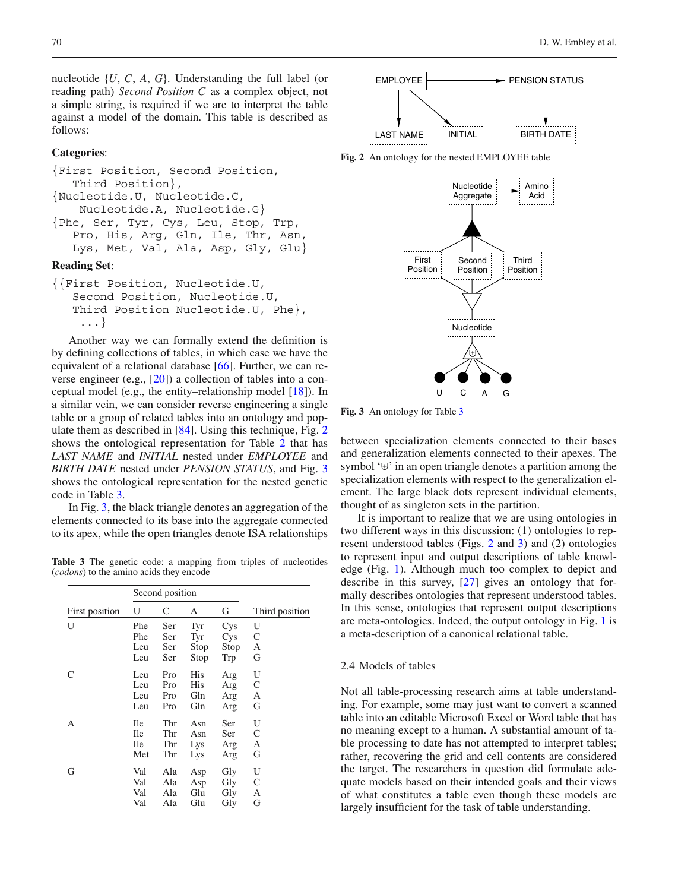nucleotide {*U*, *C*, *A*, *G*}. Understanding the full label (or reading path) *Second Position C* as a complex object, not a simple string, is required if we are to interpret the table against a model of the domain. This table is described as follows:

**Categories**:

```
{First Position, Second Position,
   Third Position},
{Nucleotide.U, Nucleotide.C,
    Nucleotide.A, Nucleotide.G}
{Phe, Ser, Tyr, Cys, Leu, Stop, Trp,
   Pro, His, Arg, Gln, Ile, Thr, Asn,
   Lys, Met, Val, Ala, Asp, Gly, Glu}
```

**Reading Set**:

```
{{First Position, Nucleotide.U,
   Second Position, Nucleotide.U,
   Third Position Nucleotide.U, Phe},
    ...}
```

Another way we can formally extend the definition is by defining collections of tables, in which case we have the equivalent of a relational database [66]. Further, we can reverse engineer (e.g., [20]) a collection of tables into a conceptual model (e.g., the entity–relationship model [18]). In a similar vein, we can consider reverse engineering a single table or a group of related tables into an ontology and populate them as described in [84]. Using this technique, Fig. 2 shows the ontological representation for Table 2 that has *LAST NAME* and *INITIAL* nested under *EMPLOYEE* and *BIRTH DATE* nested under *PENSION STATUS*, and Fig. 3 shows the ontological representation for the nested genetic code in Table 3.

In Fig. 3, the black triangle denotes an aggregation of the elements connected to its base into the aggregate connected to its apex, while the open triangles denote ISA relationships between specialization elements connected to their bases and generalization elements connected to their apexes. The symbol '⊎' in an open triangle denotes a partition among the specialization elements with respect to the generalization element. The large black dots represent individual elements, thought of as singleton sets in the partition.

**Table 3** The genetic code: a mapping from triples of nucleotides (*codons*) to the amino acids they encode

| First position | Second position U | C | A | G | Third position |
|---|---|---|---|---|---|
| U | Phe | Ser | Tyr | Cys | U |
| | Phe | Ser | Tyr | Cys | C |
| | Leu | Ser | Stop | Stop | A |
| | Leu | Ser | Stop | Trp | G |
| C | Leu | Pro | His | Arg | U |
| | Leu | Pro | His | Arg | C |
| | Leu | Pro | Gln | Arg | A |
| | Leu | Pro | Gln | Arg | G |
| A | Ile | Thr | Asn | Ser | U |
| | Ile | Thr | Asn | Ser | C |
| | Ile | Thr | Lys | Arg | A |
| | Met | Thr | Lys | Arg | G |
| G | Val | Ala | Asp | Gly | U |
| | Val | Ala | Asp | Gly | C |
| | Val | Ala | Glu | Gly | A |
| | Val | Ala | Glu | Gly | G |

**Fig. 2** An ontology for the nested EMPLOYEE table

**Fig. 3** An ontology for Table 3

It is important to realize that we are using ontologies in two different ways in this discussion: (1) ontologies to represent understood tables (Figs. 2 and 3) and (2) ontologies to represent input and output descriptions of table knowledge (Fig. 1). Although much too complex to depict and describe in this survey, [27] gives an ontology that formally describes ontologies that represent understood tables. In this sense, ontologies that represent output descriptions are meta-ontologies. Indeed, the output ontology in Fig. 1 is a meta-description of a canonical relational table.

## 2.4 Models of tables

Not all table-processing research aims at table understanding. For example, some may just want to convert a scanned table into an editable Microsoft Excel or Word table that has no meaning except to a human. A substantial amount of table processing to date has not attempted to interpret tables; rather, recovering the grid and cell contents are considered the target. The researchers in question did formulate adequate models based on their intended goals and their views of what constitutes a table even though these models are largely insufficient for the task of table understanding.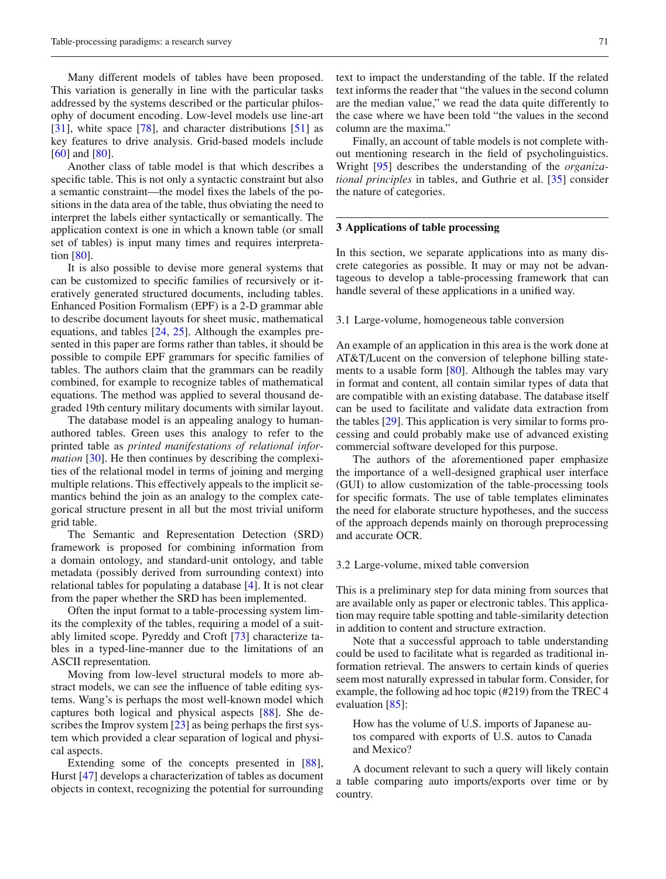Many different models of tables have been proposed. This variation is generally in line with the particular tasks addressed by the systems described or the particular philosophy of document encoding. Low-level models use line-art [31], white space [78], and character distributions [51] as key features to drive analysis. Grid-based models include [60] and [80].

Another class of table model is that which describes a specific table. This is not only a syntactic constraint but also a semantic constraint—the model fixes the labels of the positions in the data area of the table, thus obviating the need to interpret the labels either syntactically or semantically. The application context is one in which a known table (or small set of tables) is input many times and requires interpretation [80].

It is also possible to devise more general systems that can be customized to specific families of recursively or iteratively generated structured documents, including tables. Enhanced Position Formalism (EPF) is a 2-D grammar able to describe document layouts for sheet music, mathematical equations, and tables [24, 25]. Although the examples presented in this paper are forms rather than tables, it should be possible to compile EPF grammars for specific families of tables. The authors claim that the grammars can be readily combined, for example to recognize tables of mathematical equations. The method was applied to several thousand degraded 19th century military documents with similar layout.

The database model is an appealing analogy to human-authored tables. Green uses this analogy to refer to the printed table as *printed manifestations of relational information* [30]. He then continues by describing the complexities of the relational model in terms of joining and merging multiple relations. This effectively appeals to the implicit semantics behind the join as an analogy to the complex categorical structure present in all but the most trivial uniform grid table.

The Semantic and Representation Detection (SRD) framework is proposed for combining information from a domain ontology, and standard-unit ontology, and table metadata (possibly derived from surrounding context) into relational tables for populating a database [4]. It is not clear from the paper whether the SRD has been implemented.

Often the input format to a table-processing system limits the complexity of the tables, requiring a model of a suitably limited scope. Pyreddy and Croft [73] characterize tables in a typed-line-manner due to the limitations of an ASCII representation.

Moving from low-level structural models to more abstract models, we can see the influence of table editing systems. Wang's is perhaps the most well-known model which captures both logical and physical aspects [88]. She describes the Improv system [23] as being perhaps the first system which provided a clear separation of logical and physical aspects.

Extending some of the concepts presented in [88], Hurst [47] develops a characterization of tables as document objects in context, recognizing the potential for surrounding text to impact the understanding of the table. If the related text informs the reader that "the values in the second column are the median value," we read the data quite differently to the case where we have been told "the values in the second column are the maxima."

Finally, an account of table models is not complete without mentioning research in the field of psycholinguistics. Wright [95] describes the understanding of the *organizational principles* in tables, and Guthrie et al. [35] consider the nature of categories.

## 3 Applications of table processing

In this section, we separate applications into as many discrete categories as possible. It may or may not be advantageous to develop a table-processing framework that can handle several of these applications in a unified way.

### 3.1 Large-volume, homogeneous table conversion

An example of an application in this area is the work done at AT&T/Lucent on the conversion of telephone billing statements to a usable form [80]. Although the tables may vary in format and content, all contain similar types of data that are compatible with an existing database. The database itself can be used to facilitate and validate data extraction from the tables [29]. This application is very similar to forms processing and could probably make use of advanced existing commercial software developed for this purpose.

The authors of the aforementioned paper emphasize the importance of a well-designed graphical user interface (GUI) to allow customization of the table-processing tools for specific formats. The use of table templates eliminates the need for elaborate structure hypotheses, and the success of the approach depends mainly on thorough preprocessing and accurate OCR.

### 3.2 Large-volume, mixed table conversion

This is a preliminary step for data mining from sources that are available only as paper or electronic tables. This application may require table spotting and table-similarity detection in addition to content and structure extraction.

Note that a successful approach to table understanding could be used to facilitate what is regarded as traditional information retrieval. The answers to certain kinds of queries seem most naturally expressed in tabular form. Consider, for example, the following ad hoc topic (#219) from the TREC 4 evaluation [85]:

> How has the volume of U.S. imports of Japanese autos compared with exports of U.S. autos to Canada and Mexico?

A document relevant to such a query will likely contain a table comparing auto imports/exports over time or by country.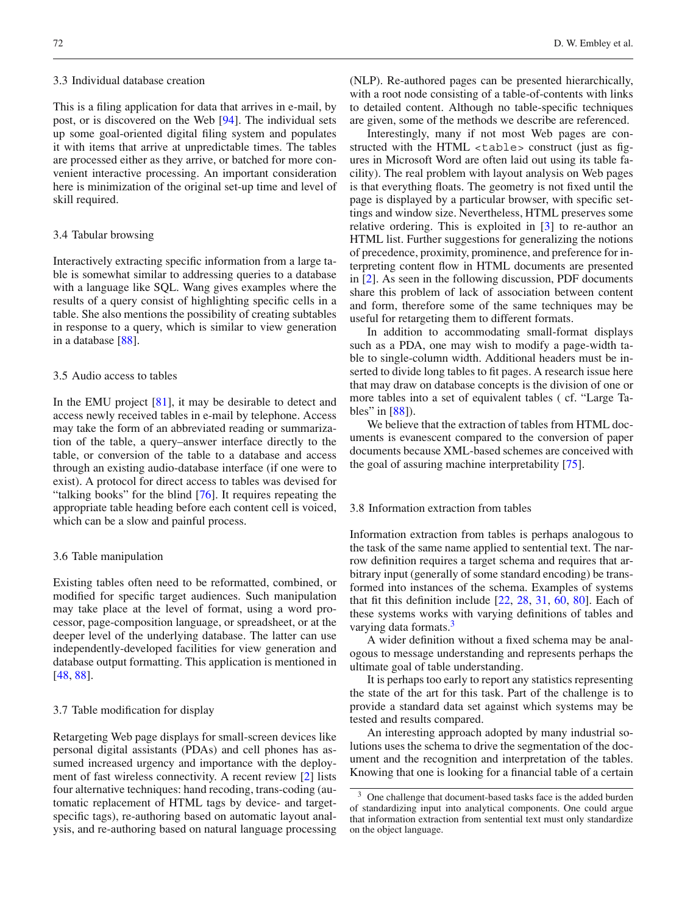### 3.3 Individual database creation

This is a filing application for data that arrives in e-mail, by post, or is discovered on the Web [94]. The individual sets up some goal-oriented digital filing system and populates it with items that arrive at unpredictable times. The tables are processed either as they arrive, or batched for more convenient interactive processing. An important consideration here is minimization of the original set-up time and level of skill required.

### 3.4 Tabular browsing

Interactively extracting specific information from a large table is somewhat similar to addressing queries to a database with a language like SQL. Wang gives examples where the results of a query consist of highlighting specific cells in a table. She also mentions the possibility of creating subtables in response to a query, which is similar to view generation in a database [88].

### 3.5 Audio access to tables

In the EMU project [81], it may be desirable to detect and access newly received tables in e-mail by telephone. Access may take the form of an abbreviated reading or summarization of the table, a query–answer interface directly to the table, or conversion of the table to a database and access through an existing audio-database interface (if one were to exist). A protocol for direct access to tables was devised for "talking books" for the blind [76]. It requires repeating the appropriate table heading before each content cell is voiced, which can be a slow and painful process.

### 3.6 Table manipulation

Existing tables often need to be reformatted, combined, or modified for specific target audiences. Such manipulation may take place at the level of format, using a word processor, page-composition language, or spreadsheet, or at the deeper level of the underlying database. The latter can use independently-developed facilities for view generation and database output formatting. This application is mentioned in [48, 88].

### 3.7 Table modification for display

Retargeting Web page displays for small-screen devices like personal digital assistants (PDAs) and cell phones has assumed increased urgency and importance with the deployment of fast wireless connectivity. A recent review [2] lists four alternative techniques: hand recoding, trans-coding (automatic replacement of HTML tags by device- and target-specific tags), re-authoring based on automatic layout analysis, and re-authoring based on natural language processing (NLP). Re-authored pages can be presented hierarchically, with a root node consisting of a table-of-contents with links to detailed content. Although no table-specific techniques are given, some of the methods we describe are referenced.

Interestingly, many if not most Web pages are constructed with the HTML `<table>` construct (just as figures in Microsoft Word are often laid out using its table facility). The real problem with layout analysis on Web pages is that everything floats. The geometry is not fixed until the page is displayed by a particular browser, with specific settings and window size. Nevertheless, HTML preserves some relative ordering. This is exploited in [3] to re-author an HTML list. Further suggestions for generalizing the notions of precedence, proximity, prominence, and preference for interpreting content flow in HTML documents are presented in [2]. As seen in the following discussion, PDF documents share this problem of lack of association between content and form, therefore some of the same techniques may be useful for retargeting them to different formats.

In addition to accommodating small-format displays such as a PDA, one may wish to modify a page-width table to single-column width. Additional headers must be inserted to divide long tables to fit pages. A research issue here that may draw on database concepts is the division of one or more tables into a set of equivalent tables ( cf. "Large Tables" in [88]).

We believe that the extraction of tables from HTML documents is evanescent compared to the conversion of paper documents because XML-based schemes are conceived with the goal of assuring machine interpretability [75].

### 3.8 Information extraction from tables

Information extraction from tables is perhaps analogous to the task of the same name applied to sentential text. The narrow definition requires a target schema and requires that arbitrary input (generally of some standard encoding) be transformed into instances of the schema. Examples of systems that fit this definition include [22, 28, 31, 60, 80]. Each of these systems works with varying definitions of tables and varying data formats.[3]

A wider definition without a fixed schema may be analogous to message understanding and represents perhaps the ultimate goal of table understanding.

It is perhaps too early to report any statistics representing the state of the art for this task. Part of the challenge is to provide a standard data set against which systems may be tested and results compared.

An interesting approach adopted by many industrial solutions uses the schema to drive the segmentation of the document and the recognition and interpretation of the tables. Knowing that one is looking for a financial table of a certain

[3] One challenge that document-based tasks face is the added burden of standardizing input into analytical components. One could argue that information extraction from sentential text must only standardize on the object language.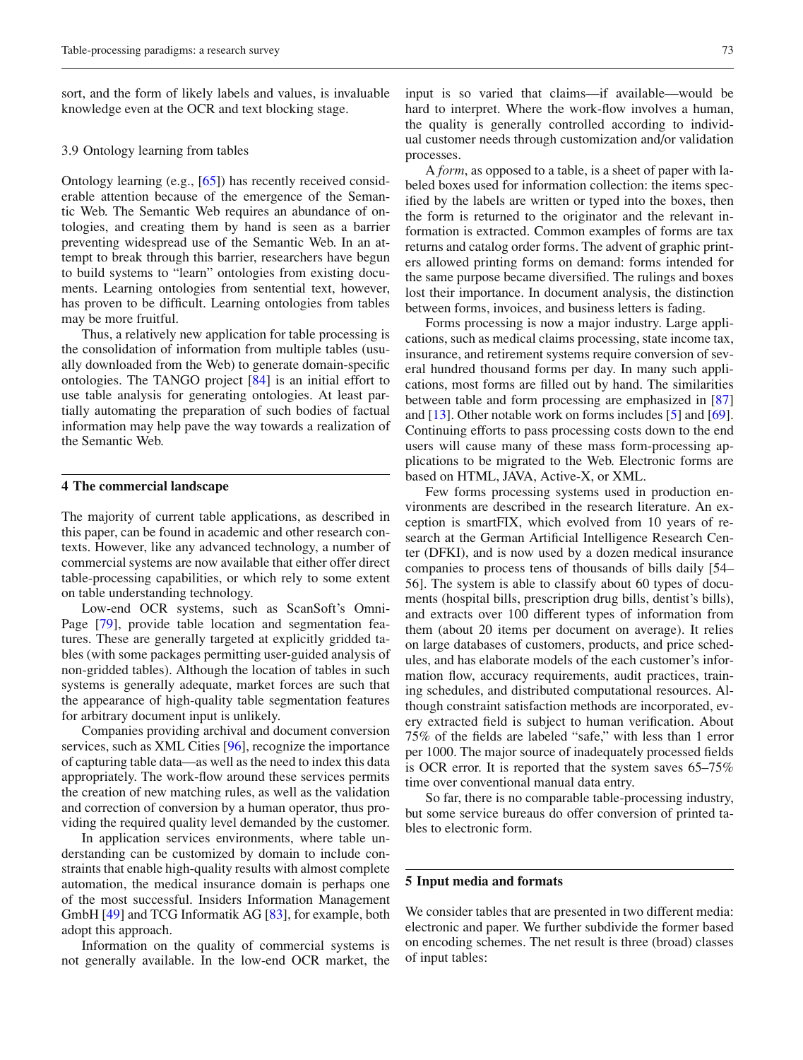sort, and the form of likely labels and values, is invaluable knowledge even at the OCR and text blocking stage.

### 3.9 Ontology learning from tables

Ontology learning (e.g., [65]) has recently received considerable attention because of the emergence of the Semantic Web. The Semantic Web requires an abundance of ontologies, and creating them by hand is seen as a barrier preventing widespread use of the Semantic Web. In an attempt to break through this barrier, researchers have begun to build systems to "learn" ontologies from existing documents. Learning ontologies from sentential text, however, has proven to be difficult. Learning ontologies from tables may be more fruitful.

Thus, a relatively new application for table processing is the consolidation of information from multiple tables (usually downloaded from the Web) to generate domain-specific ontologies. The TANGO project [84] is an initial effort to use table analysis for generating ontologies. At least partially automating the preparation of such bodies of factual information may help pave the way towards a realization of the Semantic Web.

## 4 The commercial landscape

The majority of current table applications, as described in this paper, can be found in academic and other research contexts. However, like any advanced technology, a number of commercial systems are now available that either offer direct table-processing capabilities, or which rely to some extent on table understanding technology.

Low-end OCR systems, such as ScanSoft's OmniPage [79], provide table location and segmentation features. These are generally targeted at explicitly gridded tables (with some packages permitting user-guided analysis of non-gridded tables). Although the location of tables in such systems is generally adequate, market forces are such that the appearance of high-quality table segmentation features for arbitrary document input is unlikely.

Companies providing archival and document conversion services, such as XML Cities [96], recognize the importance of capturing table data—as well as the need to index this data appropriately. The work-flow around these services permits the creation of new matching rules, as well as the validation and correction of conversion by a human operator, thus providing the required quality level demanded by the customer.

In application services environments, where table understanding can be customized by domain to include constraints that enable high-quality results with almost complete automation, the medical insurance domain is perhaps one of the most successful. Insiders Information Management GmbH [49] and TCG Informatik AG [83], for example, both adopt this approach.

Information on the quality of commercial systems is not generally available. In the low-end OCR market, the input is so varied that claims—if available—would be hard to interpret. Where the work-flow involves a human, the quality is generally controlled according to individual customer needs through customization and/or validation processes.

A *form*, as opposed to a table, is a sheet of paper with labeled boxes used for information collection: the items specified by the labels are written or typed into the boxes, then the form is returned to the originator and the relevant information is extracted. Common examples of forms are tax returns and catalog order forms. The advent of graphic printers allowed printing forms on demand: forms intended for the same purpose became diversified. The rulings and boxes lost their importance. In document analysis, the distinction between forms, invoices, and business letters is fading.

Forms processing is now a major industry. Large applications, such as medical claims processing, state income tax, insurance, and retirement systems require conversion of several hundred thousand forms per day. In many such applications, most forms are filled out by hand. The similarities between table and form processing are emphasized in [87] and [13]. Other notable work on forms includes [5] and [69]. Continuing efforts to pass processing costs down to the end users will cause many of these mass form-processing applications to be migrated to the Web. Electronic forms are based on HTML, JAVA, Active-X, or XML.

Few forms processing systems used in production environments are described in the research literature. An exception is smartFIX, which evolved from 10 years of research at the German Artificial Intelligence Research Center (DFKI), and is now used by a dozen medical insurance companies to process tens of thousands of bills daily [54–56]. The system is able to classify about 60 types of documents (hospital bills, prescription drug bills, dentist's bills), and extracts over 100 different types of information from them (about 20 items per document on average). It relies on large databases of customers, products, and price schedules, and has elaborate models of the each customer's information flow, accuracy requirements, audit practices, training schedules, and distributed computational resources. Although constraint satisfaction methods are incorporated, every extracted field is subject to human verification. About 75% of the fields are labeled "safe," with less than 1 error per 1000. The major source of inadequately processed fields is OCR error. It is reported that the system saves 65–75% time over conventional manual data entry.

So far, there is no comparable table-processing industry, but some service bureaus do offer conversion of printed tables to electronic form.

## 5 Input media and formats

We consider tables that are presented in two different media: electronic and paper. We further subdivide the former based on encoding schemes. The net result is three (broad) classes of input tables: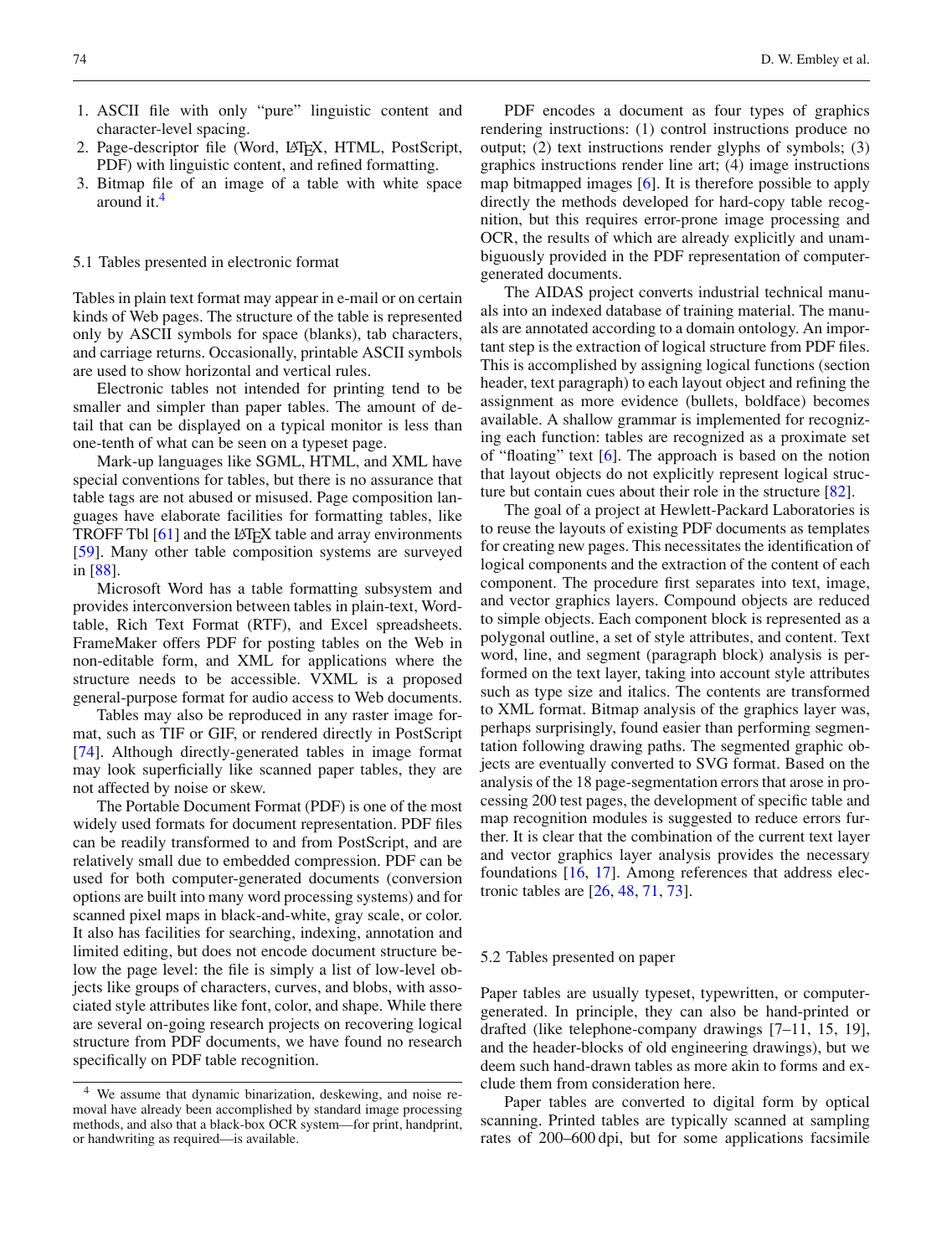1. ASCII file with only "pure" linguistic content and character-level spacing.
2. Page-descriptor file (Word, LaTeX, HTML, PostScript, PDF) with linguistic content, and refined formatting.
3. Bitmap file of an image of a table with white space around it.[4]

### 5.1 Tables presented in electronic format

Tables in plain text format may appear in e-mail or on certain kinds of Web pages. The structure of the table is represented only by ASCII symbols for space (blanks), tab characters, and carriage returns. Occasionally, printable ASCII symbols are used to show horizontal and vertical rules.

Electronic tables not intended for printing tend to be smaller and simpler than paper tables. The amount of detail that can be displayed on a typical monitor is less than one-tenth of what can be seen on a typeset page.

Mark-up languages like SGML, HTML, and XML have special conventions for tables, but there is no assurance that table tags are not abused or misused. Page composition languages have elaborate facilities for formatting tables, like TROFF Tbl [61] and the LaTeX table and array environments [59]. Many other table composition systems are surveyed in [88].

Microsoft Word has a table formatting subsystem and provides interconversion between tables in plain-text, Word-table, Rich Text Format (RTF), and Excel spreadsheets. FrameMaker offers PDF for posting tables on the Web in non-editable form, and XML for applications where the structure needs to be accessible. VXML is a proposed general-purpose format for audio access to Web documents.

Tables may also be reproduced in any raster image format, such as TIF or GIF, or rendered directly in PostScript [74]. Although directly-generated tables in image format may look superficially like scanned paper tables, they are not affected by noise or skew.

The Portable Document Format (PDF) is one of the most widely used formats for document representation. PDF files can be readily transformed to and from PostScript, and are relatively small due to embedded compression. PDF can be used for both computer-generated documents (conversion options are built into many word processing systems) and for scanned pixel maps in black-and-white, gray scale, or color. It also has facilities for searching, indexing, annotation and limited editing, but does not encode document structure below the page level: the file is simply a list of low-level objects like groups of characters, curves, and blobs, with associated style attributes like font, color, and shape. While there are several on-going research projects on recovering logical structure from PDF documents, we have found no research specifically on PDF table recognition.

PDF encodes a document as four types of graphics rendering instructions: (1) control instructions produce no output; (2) text instructions render glyphs of symbols; (3) graphics instructions render line art; (4) image instructions map bitmapped images [6]. It is therefore possible to apply directly the methods developed for hard-copy table recognition, but this requires error-prone image processing and OCR, the results of which are already explicitly and unambiguously provided in the PDF representation of computer-generated documents.

The AIDAS project converts industrial technical manuals into an indexed database of training material. The manuals are annotated according to a domain ontology. An important step is the extraction of logical structure from PDF files. This is accomplished by assigning logical functions (section header, text paragraph) to each layout object and refining the assignment as more evidence (bullets, boldface) becomes available. A shallow grammar is implemented for recognizing each function: tables are recognized as a proximate set of "floating" text [6]. The approach is based on the notion that layout objects do not explicitly represent logical structure but contain cues about their role in the structure [82].

The goal of a project at Hewlett-Packard Laboratories is to reuse the layouts of existing PDF documents as templates for creating new pages. This necessitates the identification of logical components and the extraction of the content of each component. The procedure first separates into text, image, and vector graphics layers. Compound objects are reduced to simple objects. Each component block is represented as a polygonal outline, a set of style attributes, and content. Text word, line, and segment (paragraph block) analysis is performed on the text layer, taking into account style attributes such as type size and italics. The contents are transformed to XML format. Bitmap analysis of the graphics layer was, perhaps surprisingly, found easier than performing segmentation following drawing paths. The segmented graphic objects are eventually converted to SVG format. Based on the analysis of the 18 page-segmentation errors that arose in processing 200 test pages, the development of specific table and map recognition modules is suggested to reduce errors further. It is clear that the combination of the current text layer and vector graphics layer analysis provides the necessary foundations [16, 17]. Among references that address electronic tables are [26, 48, 71, 73].

### 5.2 Tables presented on paper

Paper tables are usually typeset, typewritten, or computer-generated. In principle, they can also be hand-printed or drafted (like telephone-company drawings [7–11, 15, 19], and the header-blocks of old engineering drawings), but we deem such hand-drawn tables as more akin to forms and exclude them from consideration here.

Paper tables are converted to digital form by optical scanning. Printed tables are typically scanned at sampling rates of 200–600 dpi, but for some applications facsimile

[4] We assume that dynamic binarization, deskewing, and noise removal have already been accomplished by standard image processing methods, and also that a black-box OCR system—for print, handprint, or handwriting as required—is available.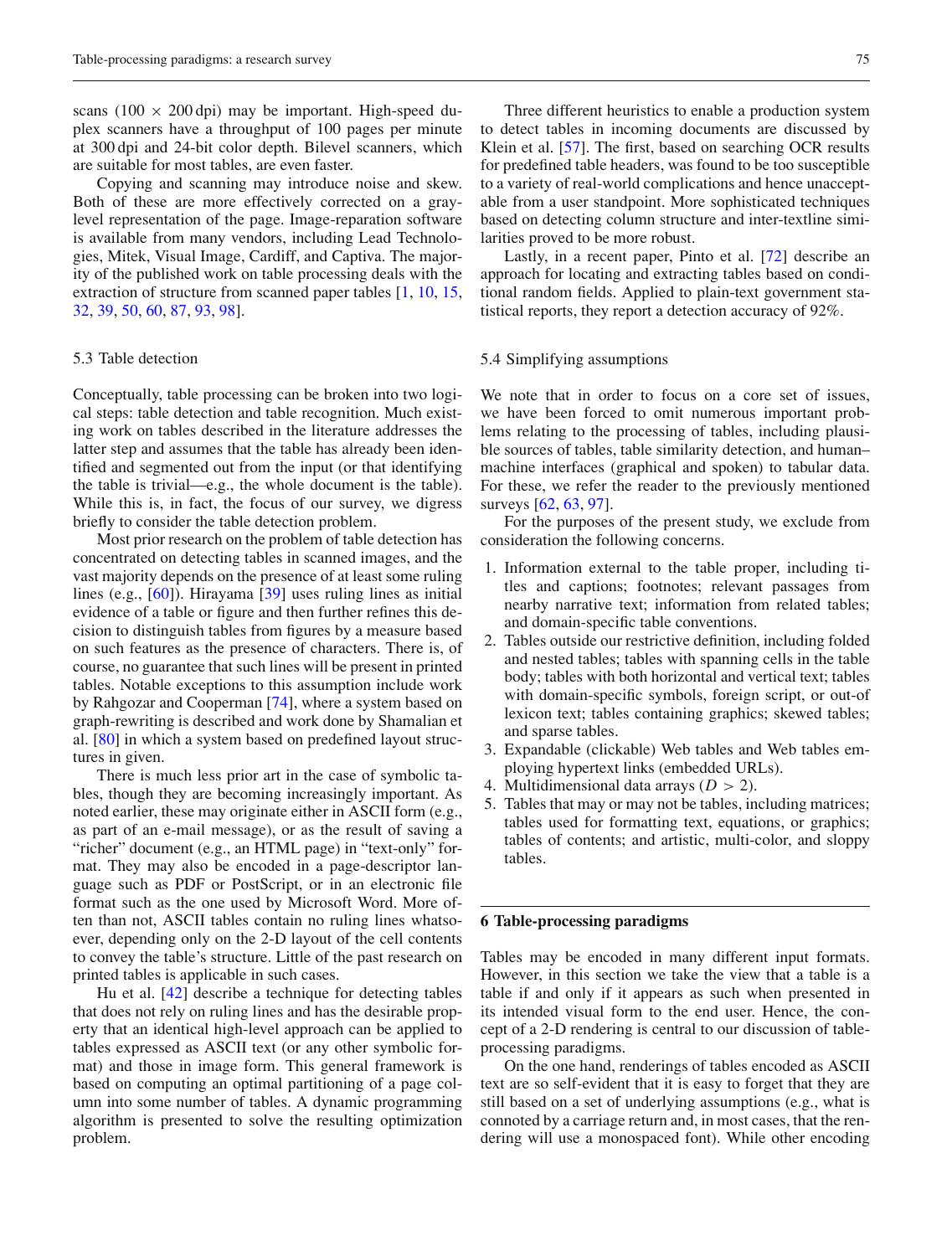scans (100 × 200 dpi) may be important. High-speed duplex scanners have a throughput of 100 pages per minute at 300 dpi and 24-bit color depth. Bilevel scanners, which are suitable for most tables, are even faster.

Copying and scanning may introduce noise and skew. Both of these are more effectively corrected on a gray-level representation of the page. Image-reparation software is available from many vendors, including Lead Technologies, Mitek, Visual Image, Cardiff, and Captiva. The majority of the published work on table processing deals with the extraction of structure from scanned paper tables [1, 10, 15, 32, 39, 50, 60, 87, 93, 98].

### 5.3 Table detection

Conceptually, table processing can be broken into two logical steps: table detection and table recognition. Much existing work on tables described in the literature addresses the latter step and assumes that the table has already been identified and segmented out from the input (or that identifying the table is trivial—e.g., the whole document is the table). While this is, in fact, the focus of our survey, we digress briefly to consider the table detection problem.

Most prior research on the problem of table detection has concentrated on detecting tables in scanned images, and the vast majority depends on the presence of at least some ruling lines (e.g., [60]). Hirayama [39] uses ruling lines as initial evidence of a table or figure and then further refines this decision to distinguish tables from figures by a measure based on such features as the presence of characters. There is, of course, no guarantee that such lines will be present in printed tables. Notable exceptions to this assumption include work by Rahgozar and Cooperman [74], where a system based on graph-rewriting is described and work done by Shamalian et al. [80] in which a system based on predefined layout structures in given.

There is much less prior art in the case of symbolic tables, though they are becoming increasingly important. As noted earlier, these may originate either in ASCII form (e.g., as part of an e-mail message), or as the result of saving a "richer" document (e.g., an HTML page) in "text-only" format. They may also be encoded in a page-descriptor language such as PDF or PostScript, or in an electronic file format such as the one used by Microsoft Word. More often than not, ASCII tables contain no ruling lines whatsoever, depending only on the 2-D layout of the cell contents to convey the table's structure. Little of the past research on printed tables is applicable in such cases.

Hu et al. [42] describe a technique for detecting tables that does not rely on ruling lines and has the desirable property that an identical high-level approach can be applied to tables expressed as ASCII text (or any other symbolic format) and those in image form. This general framework is based on computing an optimal partitioning of a page column into some number of tables. A dynamic programming algorithm is presented to solve the resulting optimization problem.

Three different heuristics to enable a production system to detect tables in incoming documents are discussed by Klein et al. [57]. The first, based on searching OCR results for predefined table headers, was found to be too susceptible to a variety of real-world complications and hence unacceptable from a user standpoint. More sophisticated techniques based on detecting column structure and inter-textline similarities proved to be more robust.

Lastly, in a recent paper, Pinto et al. [72] describe an approach for locating and extracting tables based on conditional random fields. Applied to plain-text government statistical reports, they report a detection accuracy of 92%.

### 5.4 Simplifying assumptions

We note that in order to focus on a core set of issues, we have been forced to omit numerous important problems relating to the processing of tables, including plausible sources of tables, table similarity detection, and human–machine interfaces (graphical and spoken) to tabular data. For these, we refer the reader to the previously mentioned surveys [62, 63, 97].

For the purposes of the present study, we exclude from consideration the following concerns.

1. Information external to the table proper, including titles and captions; footnotes; relevant passages from nearby narrative text; information from related tables; and domain-specific table conventions.
2. Tables outside our restrictive definition, including folded and nested tables; tables with spanning cells in the table body; tables with both horizontal and vertical text; tables with domain-specific symbols, foreign script, or out-of lexicon text; tables containing graphics; skewed tables; and sparse tables.
3. Expandable (clickable) Web tables and Web tables employing hypertext links (embedded URLs).
4. Multidimensional data arrays ($D > 2$).
5. Tables that may or may not be tables, including matrices; tables used for formatting text, equations, or graphics; tables of contents; and artistic, multi-color, and sloppy tables.

## 6 Table-processing paradigms

Tables may be encoded in many different input formats. However, in this section we take the view that a table is a table if and only if it appears as such when presented in its intended visual form to the end user. Hence, the concept of a 2-D rendering is central to our discussion of table-processing paradigms.

On the one hand, renderings of tables encoded as ASCII text are so self-evident that it is easy to forget that they are still based on a set of underlying assumptions (e.g., what is connoted by a carriage return and, in most cases, that the rendering will use a monospaced font). While other encoding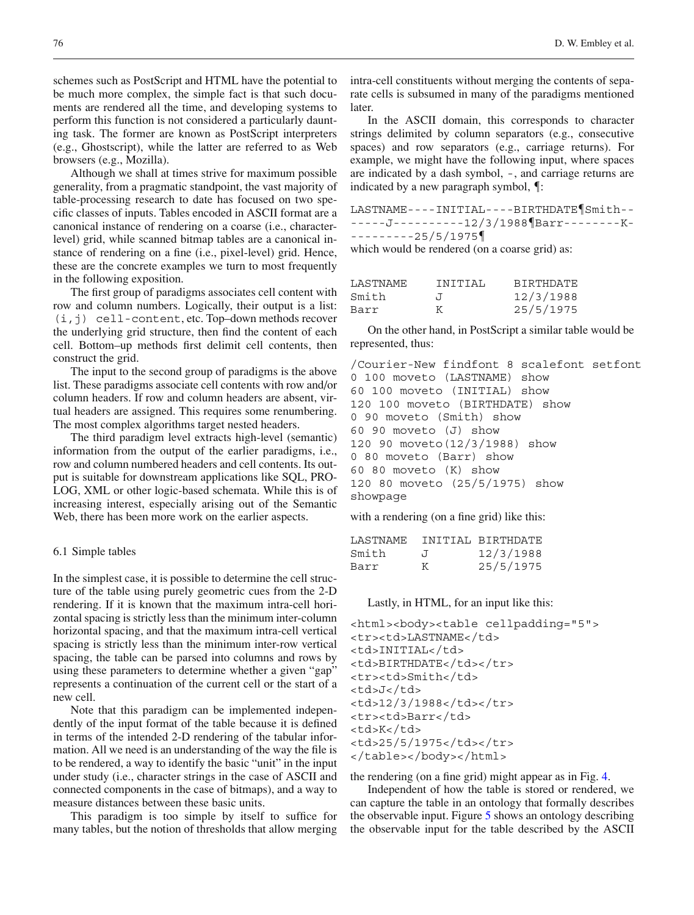schemes such as PostScript and HTML have the potential to be much more complex, the simple fact is that such documents are rendered all the time, and developing systems to perform this function is not considered a particularly daunting task. The former are known as PostScript interpreters (e.g., Ghostscript), while the latter are referred to as Web browsers (e.g., Mozilla).

Although we shall at times strive for maximum possible generality, from a pragmatic standpoint, the vast majority of table-processing research to date has focused on two specific classes of inputs. Tables encoded in ASCII format are a canonical instance of rendering on a coarse (i.e., character-level) grid, while scanned bitmap tables are a canonical instance of rendering on a fine (i.e., pixel-level) grid. Hence, these are the concrete examples we turn to most frequently in the following exposition.

The first group of paradigms associates cell content with row and column numbers. Logically, their output is a list: `(i,j) cell-content`, etc. Top–down methods recover the underlying grid structure, then find the content of each cell. Bottom–up methods first delimit cell contents, then construct the grid.

The input to the second group of paradigms is the above list. These paradigms associate cell contents with row and/or column headers. If row and column headers are absent, virtual headers are assigned. This requires some renumbering. The most complex algorithms target nested headers.

The third paradigm level extracts high-level (semantic) information from the output of the earlier paradigms, i.e., row and column numbered headers and cell contents. Its output is suitable for downstream applications like SQL, PROLOG, XML or other logic-based schemata. While this is of increasing interest, especially arising out of the Semantic Web, there has been more work on the earlier aspects.

### 6.1 Simple tables

In the simplest case, it is possible to determine the cell structure of the table using purely geometric cues from the 2-D rendering. If it is known that the maximum intra-cell horizontal spacing is strictly less than the minimum inter-column horizontal spacing, and that the maximum intra-cell vertical spacing is strictly less than the minimum inter-row vertical spacing, the table can be parsed into columns and rows by using these parameters to determine whether a given "gap" represents a continuation of the current cell or the start of a new cell.

Note that this paradigm can be implemented independently of the input format of the table because it is defined in terms of the intended 2-D rendering of the tabular information. All we need is an understanding of the way the file is to be rendered, a way to identify the basic "unit" in the input under study (i.e., character strings in the case of ASCII and connected components in the case of bitmaps), and a way to measure distances between these basic units.

This paradigm is too simple by itself to suffice for many tables, but the notion of thresholds that allow merging intra-cell constituents without merging the contents of separate cells is subsumed in many of the paradigms mentioned later.

In the ASCII domain, this corresponds to character strings delimited by column separators (e.g., consecutive spaces) and row separators (e.g., carriage returns). For example, we might have the following input, where spaces are indicated by a dash symbol, -, and carriage returns are indicated by a new paragraph symbol, ¶:

```
LASTNAME----INITIAL----BIRTHDATE¶Smith--
-----J----------12/3/1988¶Barr--------K-
---------25/5/1975¶
```

which would be rendered (on a coarse grid) as:

```
LASTNAME    INITIAL    BIRTHDATE
Smith       J          12/3/1988
Barr        K          25/5/1975
```

On the other hand, in PostScript a similar table would be represented, thus:

```
/Courier-New findfont 8 scalefont setfont
0 100 moveto (LASTNAME) show
60 100 moveto (INITIAL) show
120 100 moveto (BIRTHDATE) show
0 90 moveto (Smith) show
60 90 moveto (J) show
120 90 moveto(12/3/1988) show
0 80 moveto (Barr) show
60 80 moveto (K) show
120 80 moveto (25/5/1975) show
showpage
```

with a rendering (on a fine grid) like this:

```
LASTNAME  INITIAL BIRTHDATE
Smith     J       12/3/1988
Barr      K       25/5/1975
```

Lastly, in HTML, for an input like this:

```
<html><body><table cellpadding="5">
<tr><td>LASTNAME</td>
<td>INITIAL</td>
<td>BIRTHDATE</td></tr>
<tr><td>Smith</td>
<td>J</td>
<td>12/3/1988</td></tr>
<tr><td>Barr</td>
<td>K</td>
<td>25/5/1975</td></tr>
</table></body></html>
```

the rendering (on a fine grid) might appear as in Fig. 4.

Independent of how the table is stored or rendered, we can capture the table in an ontology that formally describes the observable input. Figure 5 shows an ontology describing the observable input for the table described by the ASCII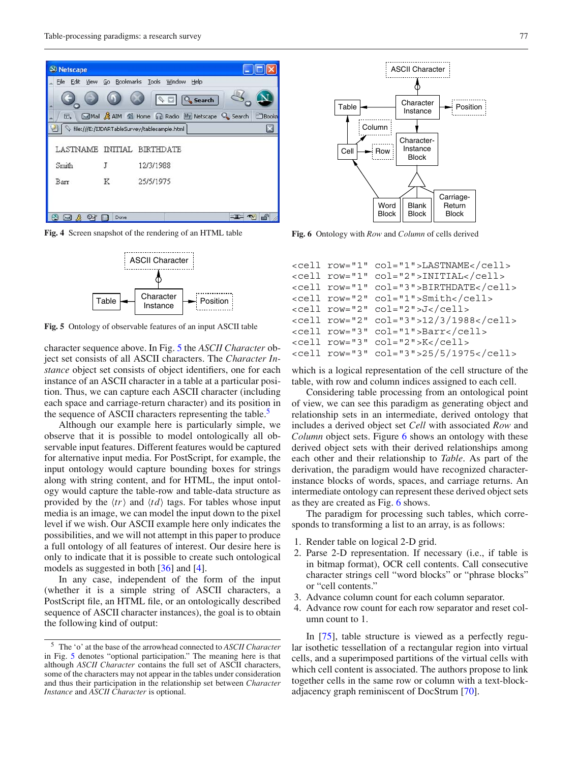Fig. 4 Screen snapshot of the rendering of an HTML table

Fig. 5 Ontology of observable features of an input ASCII table

character sequence above. In Fig. 5 the *ASCII Character* object set consists of all ASCII characters. The *Character Instance* object set consists of object identifiers, one for each instance of an ASCII character in a table at a particular position. Thus, we can capture each ASCII character (including each space and carriage-return character) and its position in the sequence of ASCII characters representing the table.[5]

Although our example here is particularly simple, we observe that it is possible to model ontologically all observable input features. Different features would be captured for alternative input media. For PostScript, for example, the input ontology would capture bounding boxes for strings along with string content, and for HTML, the input ontology would capture the table-row and table-data structure as provided by the ⟨*tr*⟩ and ⟨*td*⟩ tags. For tables whose input media is an image, we can model the input down to the pixel level if we wish. Our ASCII example here only indicates the possibilities, and we will not attempt in this paper to produce a full ontology of all features of interest. Our desire here is only to indicate that it is possible to create such ontological models as suggested in both [36] and [4].

In any case, independent of the form of the input (whether it is a simple string of ASCII characters, a PostScript file, an HTML file, or an ontologically described sequence of ASCII character instances), the goal is to obtain the following kind of output:

[5] The 'o' at the base of the arrowhead connected to *ASCII Character* in Fig. 5 denotes "optional participation." The meaning here is that although *ASCII Character* contains the full set of ASCII characters, some of the characters may not appear in the tables under consideration and thus their participation in the relationship set between *Character Instance* and *ASCII Character* is optional.

Fig. 6 Ontology with *Row* and *Column* of cells derived

```
<cell row="1" col="1">LASTNAME</cell>
<cell row="1" col="2">INITIAL</cell>
<cell row="1" col="3">BIRTHDATE</cell>
<cell row="2" col="1">Smith</cell>
<cell row="2" col="2">J</cell>
<cell row="2" col="3">12/3/1988</cell>
<cell row="3" col="1">Barr</cell>
<cell row="3" col="2">K</cell>
<cell row="3" col="3">25/5/1975</cell>
```

which is a logical representation of the cell structure of the table, with row and column indices assigned to each cell.

Considering table processing from an ontological point of view, we can see this paradigm as generating object and relationship sets in an intermediate, derived ontology that includes a derived object set *Cell* with associated *Row* and *Column* object sets. Figure 6 shows an ontology with these derived object sets with their derived relationships among each other and their relationship to *Table*. As part of the derivation, the paradigm would have recognized character-instance blocks of words, spaces, and carriage returns. An intermediate ontology can represent these derived object sets as they are created as Fig. 6 shows.

The paradigm for processing such tables, which corresponds to transforming a list to an array, is as follows:

1. Render table on logical 2-D grid.
2. Parse 2-D representation. If necessary (i.e., if table is in bitmap format), OCR cell contents. Call consecutive character strings cell "word blocks" or "phrase blocks" or "cell contents."
3. Advance column count for each column separator.
4. Advance row count for each row separator and reset column count to 1.

In [75], table structure is viewed as a perfectly regular isothetic tessellation of a rectangular region into virtual cells, and a superimposed partitions of the virtual cells with which cell content is associated. The authors propose to link together cells in the same row or column with a text-block-adjacency graph reminiscent of DocStrum [70].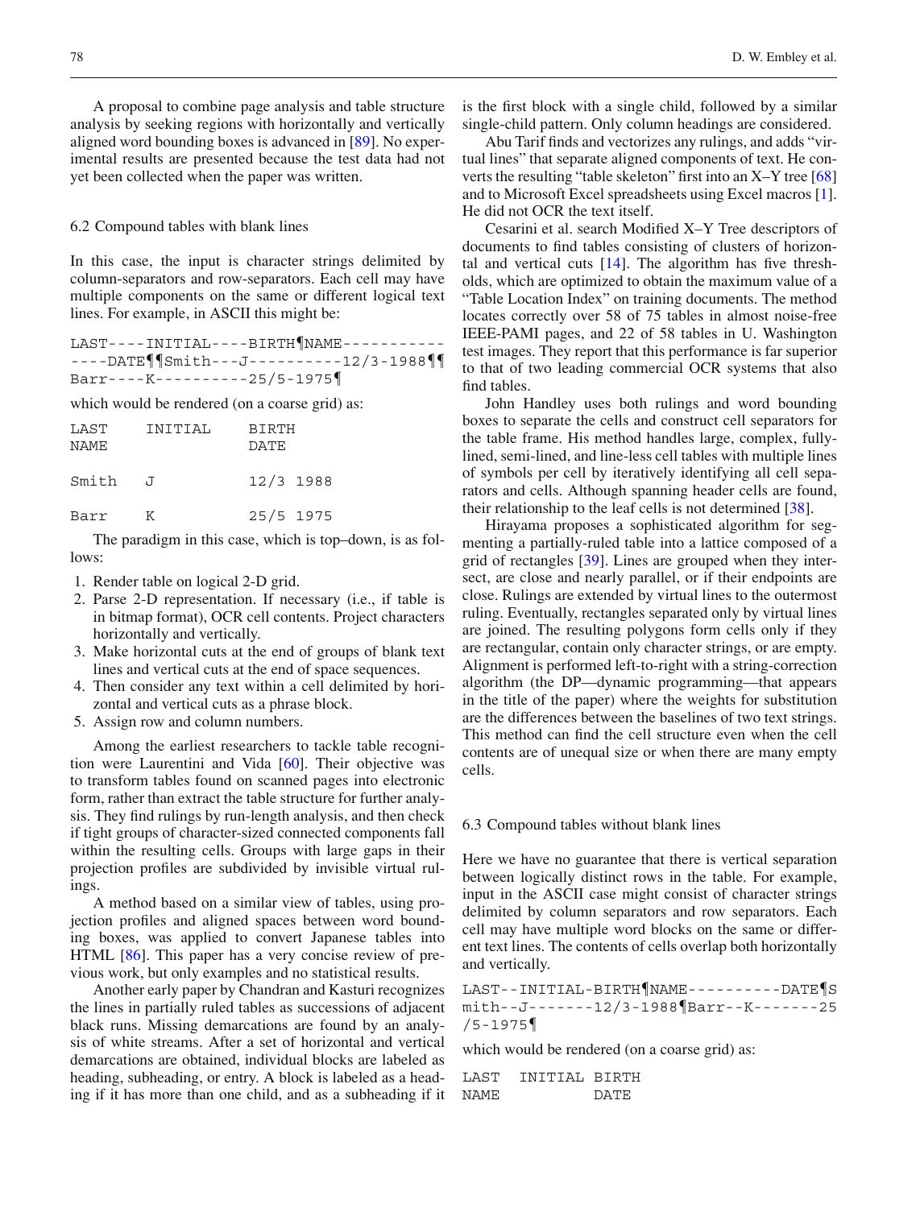A proposal to combine page analysis and table structure analysis by seeking regions with horizontally and vertically aligned word bounding boxes is advanced in [89]. No experimental results are presented because the test data had not yet been collected when the paper was written.

### 6.2 Compound tables with blank lines

In this case, the input is character strings delimited by column-separators and row-separators. Each cell may have multiple components on the same or different logical text lines. For example, in ASCII this might be:

```
LAST----INITIAL----BIRTH¶NAME-----------
----DATE¶¶Smith---J----------12/3-1988¶¶
Barr----K----------25/5-1975¶
```

which would be rendered (on a coarse grid) as:

```
LAST     INITIAL    BIRTH
NAME                DATE

Smith    J          12/3 1988

Barr     K          25/5 1975
```

The paradigm in this case, which is top–down, is as follows:

1. Render table on logical 2-D grid.
2. Parse 2-D representation. If necessary (i.e., if table is in bitmap format), OCR cell contents. Project characters horizontally and vertically.
3. Make horizontal cuts at the end of groups of blank text lines and vertical cuts at the end of space sequences.
4. Then consider any text within a cell delimited by horizontal and vertical cuts as a phrase block.
5. Assign row and column numbers.

Among the earliest researchers to tackle table recognition were Laurentini and Vida [60]. Their objective was to transform tables found on scanned pages into electronic form, rather than extract the table structure for further analysis. They find rulings by run-length analysis, and then check if tight groups of character-sized connected components fall within the resulting cells. Groups with large gaps in their projection profiles are subdivided by invisible virtual rulings.

A method based on a similar view of tables, using projection profiles and aligned spaces between word bounding boxes, was applied to convert Japanese tables into HTML [86]. This paper has a very concise review of previous work, but only examples and no statistical results.

Another early paper by Chandran and Kasturi recognizes the lines in partially ruled tables as successions of adjacent black runs. Missing demarcations are found by an analysis of white streams. After a set of horizontal and vertical demarcations are obtained, individual blocks are labeled as heading, subheading, or entry. A block is labeled as a heading if it has more than one child, and as a subheading if it is the first block with a single child, followed by a similar single-child pattern. Only column headings are considered.

Abu Tarif finds and vectorizes any rulings, and adds "virtual lines" that separate aligned components of text. He converts the resulting "table skeleton" first into an X–Y tree [68] and to Microsoft Excel spreadsheets using Excel macros [1]. He did not OCR the text itself.

Cesarini et al. search Modified X–Y Tree descriptors of documents to find tables consisting of clusters of horizontal and vertical cuts [14]. The algorithm has five thresholds, which are optimized to obtain the maximum value of a "Table Location Index" on training documents. The method locates correctly over 58 of 75 tables in almost noise-free IEEE-PAMI pages, and 22 of 58 tables in U. Washington test images. They report that this performance is far superior to that of two leading commercial OCR systems that also find tables.

John Handley uses both rulings and word bounding boxes to separate the cells and construct cell separators for the table frame. His method handles large, complex, fully-lined, semi-lined, and line-less cell tables with multiple lines of symbols per cell by iteratively identifying all cell separators and cells. Although spanning header cells are found, their relationship to the leaf cells is not determined [38].

Hirayama proposes a sophisticated algorithm for segmenting a partially-ruled table into a lattice composed of a grid of rectangles [39]. Lines are grouped when they intersect, are close and nearly parallel, or if their endpoints are close. Rulings are extended by virtual lines to the outermost ruling. Eventually, rectangles separated only by virtual lines are joined. The resulting polygons form cells only if they are rectangular, contain only character strings, or are empty. Alignment is performed left-to-right with a string-correction algorithm (the DP—dynamic programming—that appears in the title of the paper) where the weights for substitution are the differences between the baselines of two text strings. This method can find the cell structure even when the cell contents are of unequal size or when there are many empty cells.

### 6.3 Compound tables without blank lines

Here we have no guarantee that there is vertical separation between logically distinct rows in the table. For example, input in the ASCII case might consist of character strings delimited by column separators and row separators. Each cell may have multiple word blocks on the same or different text lines. The contents of cells overlap both horizontally and vertically.

```
LAST--INITIAL-BIRTH¶NAME----------DATE¶S
mith--J-------12/3-1988¶Barr--K-------25
/5-1975¶
```

which would be rendered (on a coarse grid) as:

```
LAST   INITIAL BIRTH
NAME           DATE
```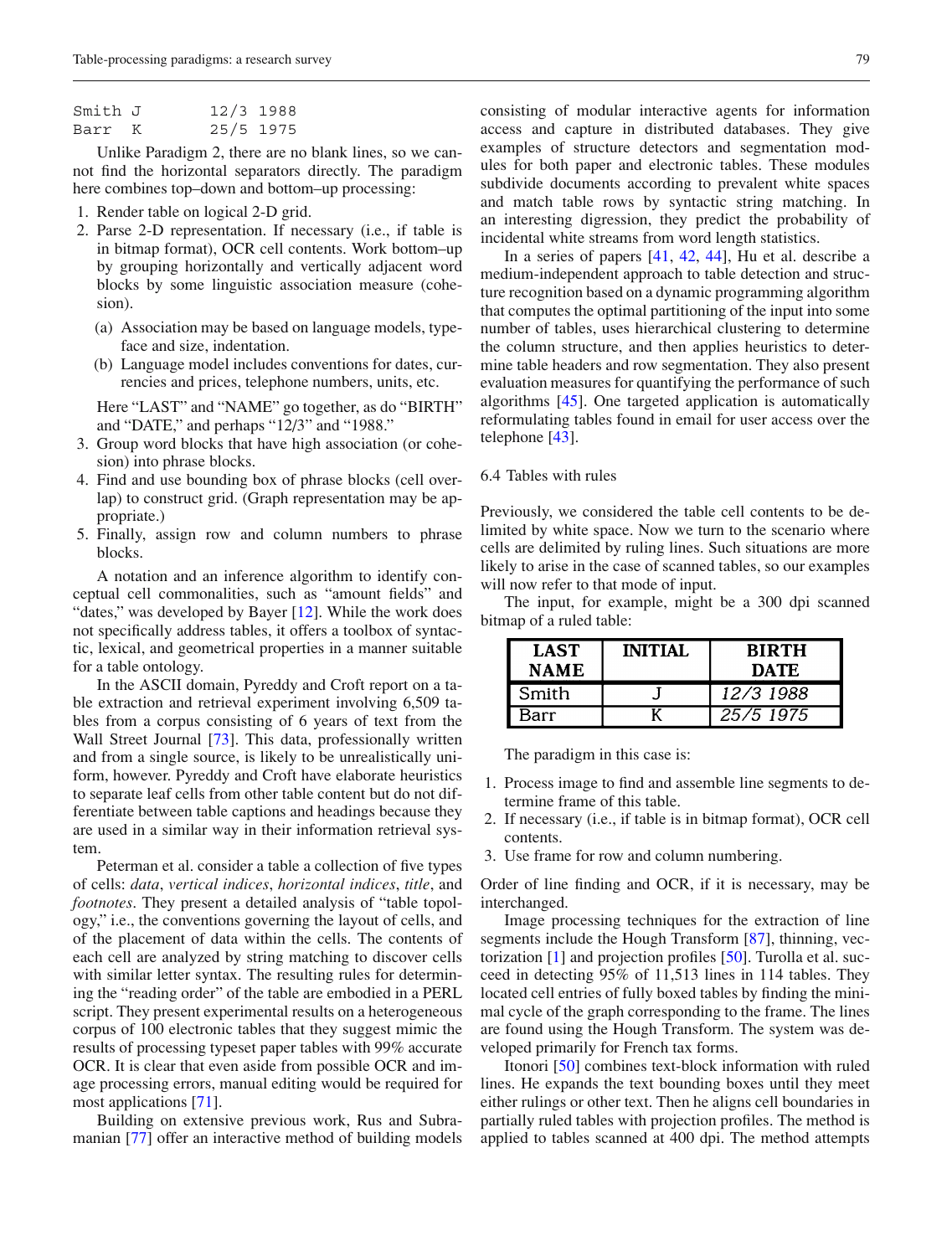```
Smith J      12/3 1988
Barr  K      25/5 1975
```

Unlike Paradigm 2, there are no blank lines, so we cannot find the horizontal separators directly. The paradigm here combines top–down and bottom–up processing:

1. Render table on logical 2-D grid.
2. Parse 2-D representation. If necessary (i.e., if table is in bitmap format), OCR cell contents. Work bottom–up by grouping horizontally and vertically adjacent word blocks by some linguistic association measure (cohesion).
   (a) Association may be based on language models, typeface and size, indentation.
   (b) Language model includes conventions for dates, currencies and prices, telephone numbers, units, etc.

   Here "LAST" and "NAME" go together, as do "BIRTH" and "DATE," and perhaps "12/3" and "1988."
3. Group word blocks that have high association (or cohesion) into phrase blocks.
4. Find and use bounding box of phrase blocks (cell overlap) to construct grid. (Graph representation may be appropriate.)
5. Finally, assign row and column numbers to phrase blocks.

A notation and an inference algorithm to identify conceptual cell commonalities, such as "amount fields" and "dates," was developed by Bayer [12]. While the work does not specifically address tables, it offers a toolbox of syntactic, lexical, and geometrical properties in a manner suitable for a table ontology.

In the ASCII domain, Pyreddy and Croft report on a table extraction and retrieval experiment involving 6,509 tables from a corpus consisting of 6 years of text from the Wall Street Journal [73]. This data, professionally written and from a single source, is likely to be unrealistically uniform, however. Pyreddy and Croft have elaborate heuristics to separate leaf cells from other table content but do not differentiate between table captions and headings because they are used in a similar way in their information retrieval system.

Peterman et al. consider a table a collection of five types of cells: *data*, *vertical indices*, *horizontal indices*, *title*, and *footnotes*. They present a detailed analysis of "table topology," i.e., the conventions governing the layout of cells, and of the placement of data within the cells. The contents of each cell are analyzed by string matching to discover cells with similar letter syntax. The resulting rules for determining the "reading order" of the table are embodied in a PERL script. They present experimental results on a heterogeneous corpus of 100 electronic tables that they suggest mimic the results of processing typeset paper tables with 99% accurate OCR. It is clear that even aside from possible OCR and image processing errors, manual editing would be required for most applications [71].

Building on extensive previous work, Rus and Subramanian [77] offer an interactive method of building models consisting of modular interactive agents for information access and capture in distributed databases. They give examples of structure detectors and segmentation modules for both paper and electronic tables. These modules subdivide documents according to prevalent white spaces and match table rows by syntactic string matching. In an interesting digression, they predict the probability of incidental white streams from word length statistics.

In a series of papers [41, 42, 44], Hu et al. describe a medium-independent approach to table detection and structure recognition based on a dynamic programming algorithm that computes the optimal partitioning of the input into some number of tables, uses hierarchical clustering to determine the column structure, and then applies heuristics to determine table headers and row segmentation. They also present evaluation measures for quantifying the performance of such algorithms [45]. One targeted application is automatically reformulating tables found in email for user access over the telephone [43].

### 6.4 Tables with rules

Previously, we considered the table cell contents to be delimited by white space. Now we turn to the scenario where cells are delimited by ruling lines. Such situations are more likely to arise in the case of scanned tables, so our examples will now refer to that mode of input.

The input, for example, might be a 300 dpi scanned bitmap of a ruled table:

| LAST NAME | INITIAL | BIRTH DATE |
|---|---|---|
| Smith | J | *12/3 1988* |
| Barr | K | *25/5 1975* |

The paradigm in this case is:

1. Process image to find and assemble line segments to determine frame of this table.
2. If necessary (i.e., if table is in bitmap format), OCR cell contents.
3. Use frame for row and column numbering.

Order of line finding and OCR, if it is necessary, may be interchanged.

Image processing techniques for the extraction of line segments include the Hough Transform [87], thinning, vectorization [1] and projection profiles [50]. Turolla et al. succeed in detecting 95% of 11,513 lines in 114 tables. They located cell entries of fully boxed tables by finding the minimal cycle of the graph corresponding to the frame. The lines are found using the Hough Transform. The system was developed primarily for French tax forms.

Itonori [50] combines text-block information with ruled lines. He expands the text bounding boxes until they meet either rulings or other text. Then he aligns cell boundaries in partially ruled tables with projection profiles. The method is applied to tables scanned at 400 dpi. The method attempts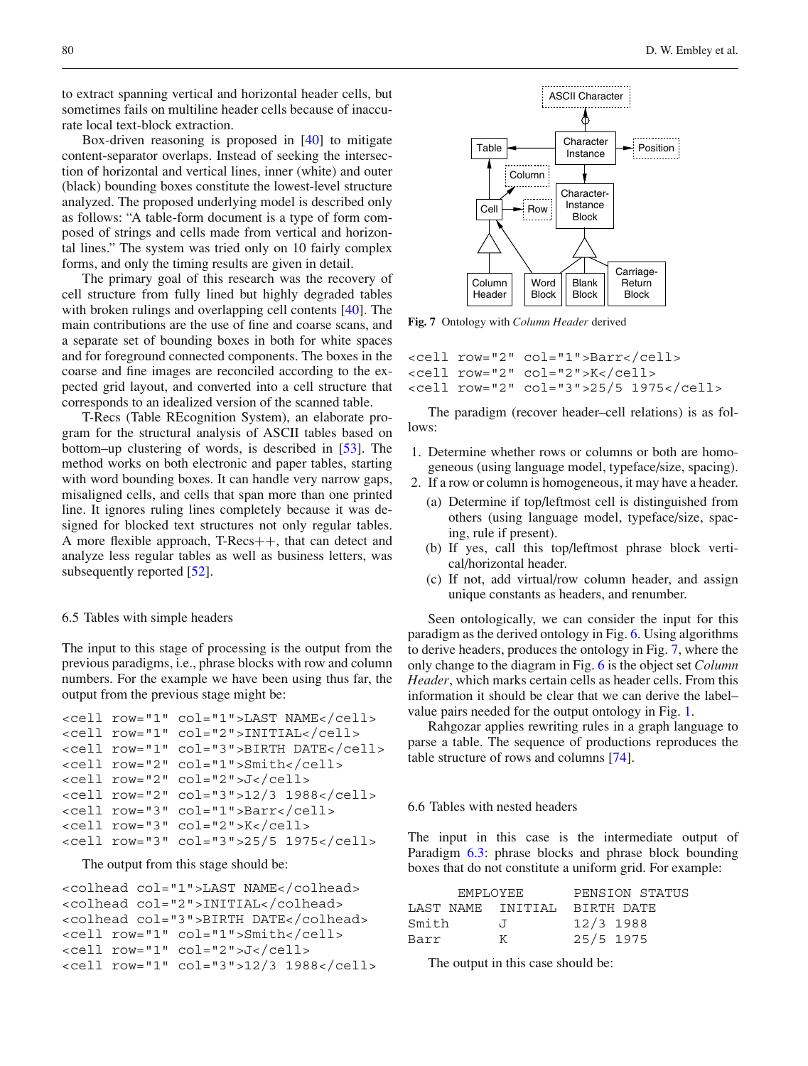to extract spanning vertical and horizontal header cells, but sometimes fails on multiline header cells because of inaccurate local text-block extraction.

Box-driven reasoning is proposed in [40] to mitigate content-separator overlaps. Instead of seeking the intersection of horizontal and vertical lines, inner (white) and outer (black) bounding boxes constitute the lowest-level structure analyzed. The proposed underlying model is described only as follows: "A table-form document is a type of form composed of strings and cells made from vertical and horizontal lines." The system was tried only on 10 fairly complex forms, and only the timing results are given in detail.

The primary goal of this research was the recovery of cell structure from fully lined but highly degraded tables with broken rulings and overlapping cell contents [40]. The main contributions are the use of fine and coarse scans, and a separate set of bounding boxes in both for white spaces and for foreground connected components. The boxes in the coarse and fine images are reconciled according to the expected grid layout, and converted into a cell structure that corresponds to an idealized version of the scanned table.

T-Recs (Table REcognition System), an elaborate program for the structural analysis of ASCII tables based on bottom–up clustering of words, is described in [53]. The method works on both electronic and paper tables, starting with word bounding boxes. It can handle very narrow gaps, misaligned cells, and cells that span more than one printed line. It ignores ruling lines completely because it was designed for blocked text structures not only regular tables. A more flexible approach, T-Recs++, that can detect and analyze less regular tables as well as business letters, was subsequently reported [52].

## 6.5 Tables with simple headers

The input to this stage of processing is the output from the previous paradigms, i.e., phrase blocks with row and column numbers. For the example we have been using thus far, the output from the previous stage might be:

```
<cell row="1" col="1">LAST NAME</cell>
<cell row="1" col="2">INITIAL</cell>
<cell row="1" col="3">BIRTH DATE</cell>
<cell row="2" col="1">Smith</cell>
<cell row="2" col="2">J</cell>
<cell row="2" col="3">12/3 1988</cell>
<cell row="3" col="1">Barr</cell>
<cell row="3" col="2">K</cell>
<cell row="3" col="3">25/5 1975</cell>
```

The output from this stage should be:

```
<colhead col="1">LAST NAME</colhead>
<colhead col="2">INITIAL</colhead>
<colhead col="3">BIRTH DATE</colhead>
<cell row="1" col="1">Smith</cell>
<cell row="1" col="2">J</cell>
<cell row="1" col="3">12/3 1988</cell>
```

**Fig. 7** Ontology with *Column Header* derived

```
<cell row="2" col="1">Barr</cell>
<cell row="2" col="2">K</cell>
<cell row="2" col="3">25/5 1975</cell>
```

The paradigm (recover header–cell relations) is as follows:

1. Determine whether rows or columns or both are homogeneous (using language model, typeface/size, spacing).
2. If a row or column is homogeneous, it may have a header.
   (a) Determine if top/leftmost cell is distinguished from others (using language model, typeface/size, spacing, rule if present).
   (b) If yes, call this top/leftmost phrase block vertical/horizontal header.
   (c) If not, add virtual/row column header, and assign unique constants as headers, and renumber.

Seen ontologically, we can consider the input for this paradigm as the derived ontology in Fig. 6. Using algorithms to derive headers, produces the ontology in Fig. 7, where the only change to the diagram in Fig. 6 is the object set *Column Header*, which marks certain cells as header cells. From this information it should be clear that we can derive the label–value pairs needed for the output ontology in Fig. 1.

Rahgozar applies rewriting rules in a graph language to parse a table. The sequence of productions reproduces the table structure of rows and columns [74].

## 6.6 Tables with nested headers

The input in this case is the intermediate output of Paradigm 6.3: phrase blocks and phrase block bounding boxes that do not constitute a uniform grid. For example:

```
      EMPLOYEE        PENSION STATUS
LAST NAME  INITIAL   BIRTH DATE
Smith      J         12/3 1988
Barr       K         25/5 1975
```

The output in this case should be: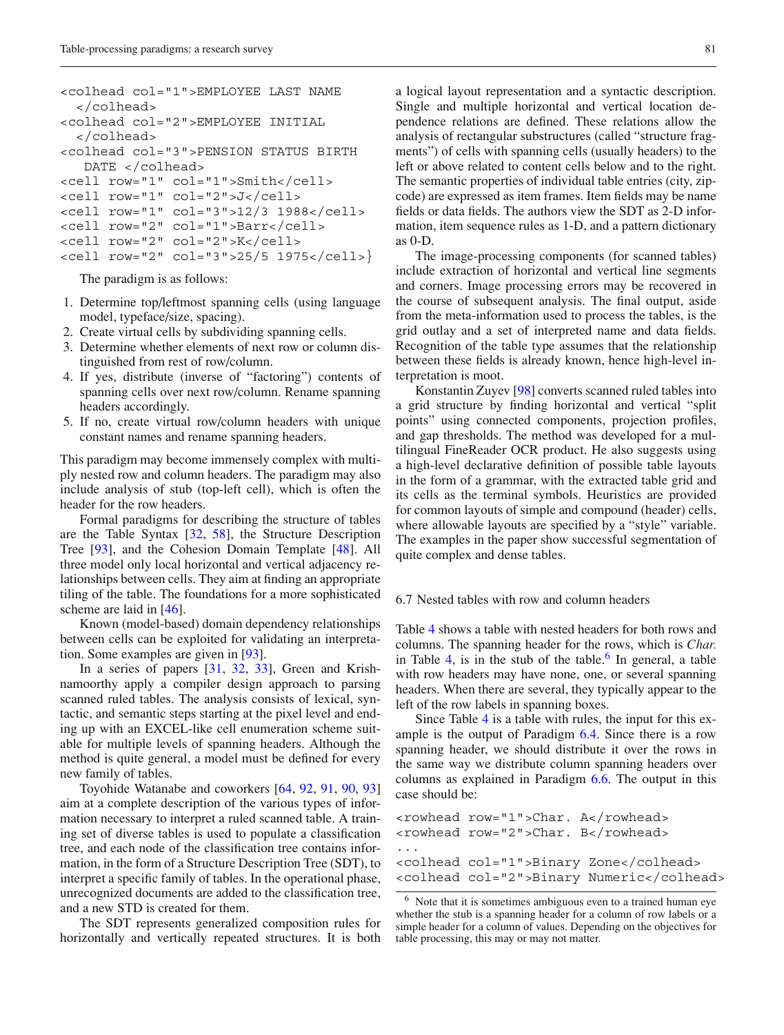```
<colhead col="1">EMPLOYEE LAST NAME
  </colhead>
<colhead col="2">EMPLOYEE INITIAL
  </colhead>
<colhead col="3">PENSION STATUS BIRTH
   DATE </colhead>
<cell row="1" col="1">Smith</cell>
<cell row="1" col="2">J</cell>
<cell row="1" col="3">12/3 1988</cell>
<cell row="2" col="1">Barr</cell>
<cell row="2" col="2">K</cell>
<cell row="2" col="3">25/5 1975</cell>}
```

The paradigm is as follows:

1. Determine top/leftmost spanning cells (using language model, typeface/size, spacing).
2. Create virtual cells by subdividing spanning cells.
3. Determine whether elements of next row or column distinguished from rest of row/column.
4. If yes, distribute (inverse of "factoring") contents of spanning cells over next row/column. Rename spanning headers accordingly.
5. If no, create virtual row/column headers with unique constant names and rename spanning headers.

This paradigm may become immensely complex with multiply nested row and column headers. The paradigm may also include analysis of stub (top-left cell), which is often the header for the row headers.

Formal paradigms for describing the structure of tables are the Table Syntax [32, 58], the Structure Description Tree [93], and the Cohesion Domain Template [48]. All three model only local horizontal and vertical adjacency relationships between cells. They aim at finding an appropriate tiling of the table. The foundations for a more sophisticated scheme are laid in [46].

Known (model-based) domain dependency relationships between cells can be exploited for validating an interpretation. Some examples are given in [93].

In a series of papers [31, 32, 33], Green and Krishnamoorthy apply a compiler design approach to parsing scanned ruled tables. The analysis consists of lexical, syntactic, and semantic steps starting at the pixel level and ending up with an EXCEL-like cell enumeration scheme suitable for multiple levels of spanning headers. Although the method is quite general, a model must be defined for every new family of tables.

Toyohide Watanabe and coworkers [64, 92, 91, 90, 93] aim at a complete description of the various types of information necessary to interpret a ruled scanned table. A training set of diverse tables is used to populate a classification tree, and each node of the classification tree contains information, in the form of a Structure Description Tree (SDT), to interpret a specific family of tables. In the operational phase, unrecognized documents are added to the classification tree, and a new STD is created for them.

The SDT represents generalized composition rules for horizontally and vertically repeated structures. It is both a logical layout representation and a syntactic description. Single and multiple horizontal and vertical location dependence relations are defined. These relations allow the analysis of rectangular substructures (called "structure fragments") of cells with spanning cells (usually headers) to the left or above related to content cells below and to the right. The semantic properties of individual table entries (city, zipcode) are expressed as item frames. Item fields may be name fields or data fields. The authors view the SDT as 2-D information, item sequence rules as 1-D, and a pattern dictionary as 0-D.

The image-processing components (for scanned tables) include extraction of horizontal and vertical line segments and corners. Image processing errors may be recovered in the course of subsequent analysis. The final output, aside from the meta-information used to process the tables, is the grid outlay and a set of interpreted name and data fields. Recognition of the table type assumes that the relationship between these fields is already known, hence high-level interpretation is moot.

Konstantin Zuyev [98] converts scanned ruled tables into a grid structure by finding horizontal and vertical "split points" using connected components, projection profiles, and gap thresholds. The method was developed for a multilingual FineReader OCR product. He also suggests using a high-level declarative definition of possible table layouts in the form of a grammar, with the extracted table grid and its cells as the terminal symbols. Heuristics are provided for common layouts of simple and compound (header) cells, where allowable layouts are specified by a "style" variable. The examples in the paper show successful segmentation of quite complex and dense tables.

### 6.7 Nested tables with row and column headers

Table 4 shows a table with nested headers for both rows and columns. The spanning header for the rows, which is *Char.* in Table 4, is in the stub of the table.[6] In general, a table with row headers may have none, one, or several spanning headers. When there are several, they typically appear to the left of the row labels in spanning boxes.

Since Table 4 is a table with rules, the input for this example is the output of Paradigm 6.4. Since there is a row spanning header, we should distribute it over the rows in the same way we distribute column spanning headers over columns as explained in Paradigm 6.6. The output in this case should be:

```
<rowhead row="1">Char. A</rowhead>
<rowhead row="2">Char. B</rowhead>
...
<colhead col="1">Binary Zone</colhead>
<colhead col="2">Binary Numeric</colhead>
```

[6] Note that it is sometimes ambiguous even to a trained human eye whether the stub is a spanning header for a column of row labels or a simple header for a column of values. Depending on the objectives for table processing, this may or may not matter.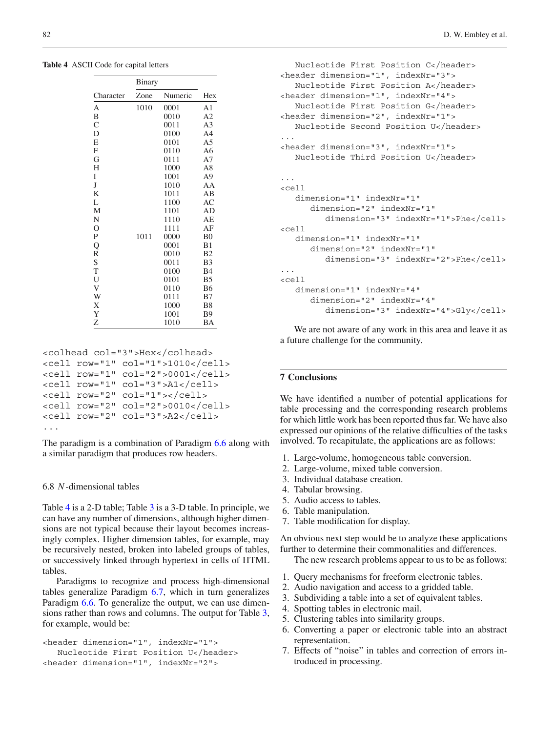**Table 4** ASCII Code for capital letters

| Character | Binary | | Hex |
|---|---|---|---|
| | Zone | Numeric | |
| A | 1010 | 0001 | A1 |
| B | | 0010 | A2 |
| C | | 0011 | A3 |
| D | | 0100 | A4 |
| E | | 0101 | A5 |
| F | | 0110 | A6 |
| G | | 0111 | A7 |
| H | | 1000 | A8 |
| I | | 1001 | A9 |
| J | | 1010 | AA |
| K | | 1011 | AB |
| L | | 1100 | AC |
| M | | 1101 | AD |
| N | | 1110 | AE |
| O | | 1111 | AF |
| P | 1011 | 0000 | B0 |
| Q | | 0001 | B1 |
| R | | 0010 | B2 |
| S | | 0011 | B3 |
| T | | 0100 | B4 |
| U | | 0101 | B5 |
| V | | 0110 | B6 |
| W | | 0111 | B7 |
| X | | 1000 | B8 |
| Y | | 1001 | B9 |
| Z | | 1010 | BA |

```
<colhead col="3">Hex</colhead>
<cell row="1" col="1">1010</cell>
<cell row="1" col="2">0001</cell>
<cell row="1" col="3">A1</cell>
<cell row="2" col="1"></cell>
<cell row="2" col="2">0010</cell>
<cell row="2" col="3">A2</cell>
...
```

The paradigm is a combination of Paradigm 6.6 along with a similar paradigm that produces row headers.

### 6.8 *N*-dimensional tables

Table 4 is a 2-D table; Table 3 is a 3-D table. In principle, we can have any number of dimensions, although higher dimensions are not typical because their layout becomes increasingly complex. Higher dimension tables, for example, may be recursively nested, broken into labeled groups of tables, or successively linked through hypertext in cells of HTML tables.

Paradigms to recognize and process high-dimensional tables generalize Paradigm 6.7, which in turn generalizes Paradigm 6.6. To generalize the output, we can use dimensions rather than rows and columns. The output for Table 3, for example, would be:

```
<header dimension="1", indexNr="1">
   Nucleotide First Position U</header>
<header dimension="1", indexNr="2">
   Nucleotide First Position C</header>
<header dimension="1", indexNr="3">
   Nucleotide First Position A</header>
<header dimension="1", indexNr="4">
   Nucleotide First Position G</header>
<header dimension="2", indexNr="1">
   Nucleotide Second Position U</header>
...
<header dimension="3", indexNr="1">
   Nucleotide Third Position U</header>

...
<cell
   dimension="1" indexNr="1"
      dimension="2" indexNr="1"
         dimension="3" indexNr="1">Phe</cell>
<cell
   dimension="1" indexNr="1"
      dimension="2" indexNr="1"
         dimension="3" indexNr="2">Phe</cell>
...
<cell
   dimension="1" indexNr="4"
      dimension="2" indexNr="4"
         dimension="3" indexNr="4">Gly</cell>
```

We are not aware of any work in this area and leave it as a future challenge for the community.

## 7 Conclusions

We have identified a number of potential applications for table processing and the corresponding research problems for which little work has been reported thus far. We have also expressed our opinions of the relative difficulties of the tasks involved. To recapitulate, the applications are as follows:

1. Large-volume, homogeneous table conversion.
2. Large-volume, mixed table conversion.
3. Individual database creation.
4. Tabular browsing.
5. Audio access to tables.
6. Table manipulation.
7. Table modification for display.

An obvious next step would be to analyze these applications further to determine their commonalities and differences.

The new research problems appear to us to be as follows:

1. Query mechanisms for freeform electronic tables.
2. Audio navigation and access to a gridded table.
3. Subdividing a table into a set of equivalent tables.
4. Spotting tables in electronic mail.
5. Clustering tables into similarity groups.
6. Converting a paper or electronic table into an abstract representation.
7. Effects of "noise" in tables and correction of errors introduced in processing.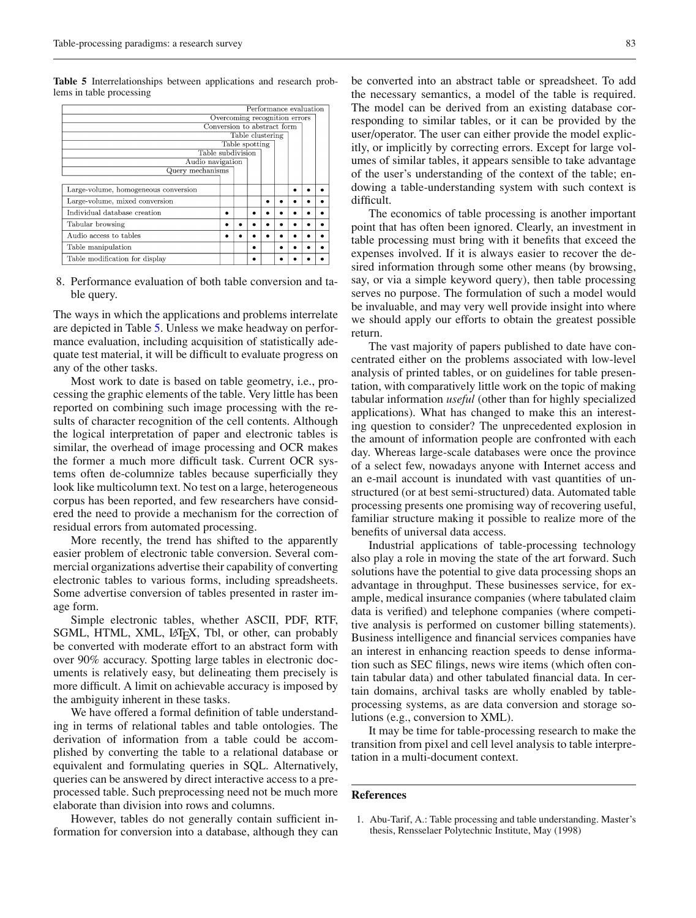**Table 5** Interrelationships between applications and research problems in table processing

| | Query mechanisms | Audio navigation | Table subdivision | Table spotting | Table clustering | Conversion to abstract form | Overcoming recognition errors | Performance evaluation |
|---|---|---|---|---|---|---|---|---|
| Large-volume, homogeneous conversion | | | | | | • | • | • |
| Large-volume, mixed conversion | | | | • | • | • | • | • |
| Individual database creation | • | | • | • | • | • | • | • |
| Tabular browsing | • | • | • | • | • | • | • | • |
| Audio access to tables | • | • | • | • | • | • | • | • |
| Table manipulation | | | • | | • | • | • | • |
| Table modification for display | | | • | | • | • | • | • |

8. Performance evaluation of both table conversion and table query.

The ways in which the applications and problems interrelate are depicted in Table 5. Unless we make headway on performance evaluation, including acquisition of statistically adequate test material, it will be difficult to evaluate progress on any of the other tasks.

Most work to date is based on table geometry, i.e., processing the graphic elements of the table. Very little has been reported on combining such image processing with the results of character recognition of the cell contents. Although the logical interpretation of paper and electronic tables is similar, the overhead of image processing and OCR makes the former a much more difficult task. Current OCR systems often de-columnize tables because superficially they look like multicolumn text. No test on a large, heterogeneous corpus has been reported, and few researchers have considered the need to provide a mechanism for the correction of residual errors from automated processing.

More recently, the trend has shifted to the apparently easier problem of electronic table conversion. Several commercial organizations advertise their capability of converting electronic tables to various forms, including spreadsheets. Some advertise conversion of tables presented in raster image form.

Simple electronic tables, whether ASCII, PDF, RTF, SGML, HTML, XML, LaTeX, Tbl, or other, can probably be converted with moderate effort to an abstract form with over 90% accuracy. Spotting large tables in electronic documents is relatively easy, but delineating them precisely is more difficult. A limit on achievable accuracy is imposed by the ambiguity inherent in these tasks.

We have offered a formal definition of table understanding in terms of relational tables and table ontologies. The derivation of information from a table could be accomplished by converting the table to a relational database or equivalent and formulating queries in SQL. Alternatively, queries can be answered by direct interactive access to a preprocessed table. Such preprocessing need not be much more elaborate than division into rows and columns.

However, tables do not generally contain sufficient information for conversion into a database, although they can be converted into an abstract table or spreadsheet. To add the necessary semantics, a model of the table is required. The model can be derived from an existing database corresponding to similar tables, or it can be provided by the user/operator. The user can either provide the model explicitly, or implicitly by correcting errors. Except for large volumes of similar tables, it appears sensible to take advantage of the user's understanding of the context of the table; endowing a table-understanding system with such context is difficult.

The economics of table processing is another important point that has often been ignored. Clearly, an investment in table processing must bring with it benefits that exceed the expenses involved. If it is always easier to recover the desired information through some other means (by browsing, say, or via a simple keyword query), then table processing serves no purpose. The formulation of such a model would be invaluable, and may very well provide insight into where we should apply our efforts to obtain the greatest possible return.

The vast majority of papers published to date have concentrated either on the problems associated with low-level analysis of printed tables, or on guidelines for table presentation, with comparatively little work on the topic of making tabular information *useful* (other than for highly specialized applications). What has changed to make this an interesting question to consider? The unprecedented explosion in the amount of information people are confronted with each day. Whereas large-scale databases were once the province of a select few, nowadays anyone with Internet access and an e-mail account is inundated with vast quantities of unstructured (or at best semi-structured) data. Automated table processing presents one promising way of recovering useful, familiar structure making it possible to realize more of the benefits of universal data access.

Industrial applications of table-processing technology also play a role in moving the state of the art forward. Such solutions have the potential to give data processing shops an advantage in throughput. These businesses service, for example, medical insurance companies (where tabulated claim data is verified) and telephone companies (where competitive analysis is performed on customer billing statements). Business intelligence and financial services companies have an interest in enhancing reaction speeds to dense information such as SEC filings, news wire items (which often contain tabular data) and other tabulated financial data. In certain domains, archival tasks are wholly enabled by table-processing systems, as are data conversion and storage solutions (e.g., conversion to XML).

It may be time for table-processing research to make the transition from pixel and cell level analysis to table interpretation in a multi-document context.

## References

1. Abu-Tarif, A.: Table processing and table understanding. Master's thesis, Rensselaer Polytechnic Institute, May (1998)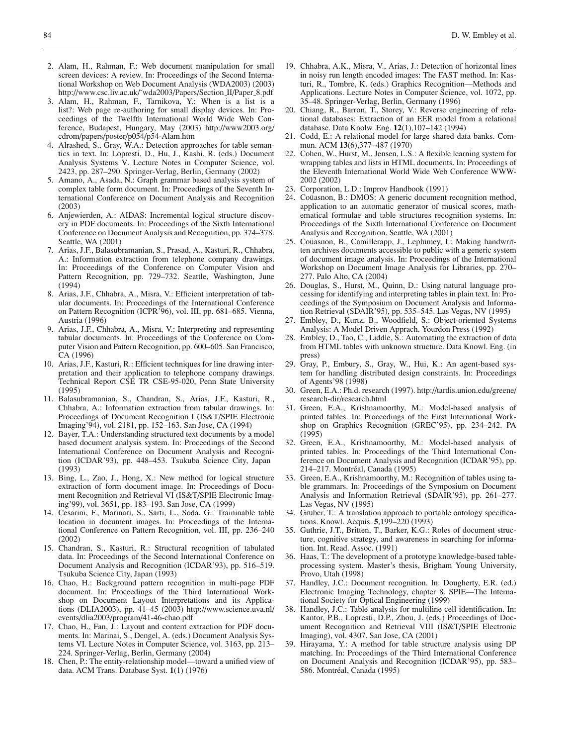2. Alam, H., Rahman, F.: Web document manipulation for small screen devices: A review. In: Proceedings of the Second International Workshop on Web Document Analysis (WDA2003) (2003) http://www.csc.liv.ac.uk/˜wda2003/Papers/Section_II/Paper_8.pdf
3. Alam, H., Rahman, F., Tarnikova, Y.: When is a list is a list?: Web page re-authoring for small display devices. In: Proceedings of the Twelfth International World Wide Web Conference, Budapest, Hungary, May (2003) http://www2003.org/cdrom/papers/poster/p054/p54-Alam.htm
4. Alrashed, S., Gray, W.A.: Detection approaches for table semantics in text. In: Lopresti, D., Hu, J., Kashi, R. (eds.) Document Analysis Systems V. Lecture Notes in Computer Science, vol. 2423, pp. 287–290. Springer-Verlag, Berlin, Germany (2002)
5. Amano, A., Asada, N.: Graph grammar based analysis system of complex table form document. In: Proceedings of the Seventh International Conference on Document Analysis and Recognition (2003)
6. Anjewierden, A.: AIDAS: Incremental logical structure discovery in PDF documents. In: Proceedings of the Sixth International Conference on Document Analysis and Recognition, pp. 374–378. Seattle, WA (2001)
7. Arias, J.F., Balasubramanian, S., Prasad, A., Kasturi, R., Chhabra, A.: Information extraction from telephone company drawings. In: Proceedings of the Conference on Computer Vision and Pattern Recognition, pp. 729–732. Seattle, Washington, June (1994)
8. Arias, J.F., Chhabra, A., Misra, V.: Efficient interpretation of tabular documents. In: Proceedings of the International Conference on Pattern Recognition (ICPR'96), vol. III, pp. 681–685. Vienna, Austria (1996)
9. Arias, J.F., Chhabra, A., Misra, V.: Interpreting and representing tabular documents. In: Proceedings of the Conference on Computer Vision and Pattern Recognition, pp. 600–605. San Francisco, CA (1996)
10. Arias, J.F., Kasturi, R.: Efficient techniques for line drawing interpretation and their application to telephone company drawings. Technical Report CSE TR CSE-95-020, Penn State University (1995)
11. Balasubramanian, S., Chandran, S., Arias, J.F., Kasturi, R., Chhabra, A.: Information extraction from tabular drawings. In: Proceedings of Document Recognition I (IS&T/SPIE Electronic Imaging'94), vol. 2181, pp. 152–163. San Jose, CA (1994)
12. Bayer, T.A.: Understanding structured text documents by a model based document analysis system. In: Proceedings of the Second International Conference on Document Analysis and Recognition (ICDAR'93), pp. 448–453. Tsukuba Science City, Japan (1993)
13. Bing, L., Zao, J., Hong, X.: New method for logical structure extraction of form document image. In: Proceedings of Document Recognition and Retrieval VI (IS&T/SPIE Electronic Imaging'99), vol. 3651, pp. 183–193. San Jose, CA (1999)
14. Cesarini, F., Marinari, S., Sarti, L., Soda, G.: Traininable table location in document images. In: Proceedings of the International Conference on Pattern Recognition, vol. III, pp. 236–240 (2002)
15. Chandran, S., Kasturi, R.: Structural recognition of tabulated data. In: Proceedings of the Second International Conference on Document Analysis and Recognition (ICDAR'93), pp. 516–519. Tsukuba Science City, Japan (1993)
16. Chao, H.: Background pattern recognition in multi-page PDF document. In: Proceedings of the Third International Workshop on Document Layout Interpretations and its Applications (DLIA2003), pp. 41–45 (2003) http://www.science.uva.nl/events/dlia2003/program/41-46-chao.pdf
17. Chao, H., Fan, J.: Layout and content extraction for PDF documents. In: Marinai, S., Dengel, A. (eds.) Document Analysis Systems VI. Lecture Notes in Computer Science, vol. 3163, pp. 213–224. Springer-Verlag, Berlin, Germany (2004)
18. Chen, P.: The entity-relationship model—toward a unified view of data. ACM Trans. Database Syst. **1**(1) (1976)
19. Chhabra, A.K., Misra, V., Arias, J.: Detection of horizontal lines in noisy run length encoded images: The FAST method. In: Kasturi, R., Tombre, K. (eds.) Graphics Recognition—Methods and Applications. Lecture Notes in Computer Science, vol. 1072, pp. 35–48. Springer-Verlag, Berlin, Germany (1996)
20. Chiang, R., Barron, T., Storey, V.: Reverse engineering of relational databases: Extraction of an EER model from a relational database. Data Knolw. Eng. **12**(1),107–142 (1994)
21. Codd, E.: A relational model for large shared data banks. Commun. ACM **13**(6),377–487 (1970)
22. Cohen, W., Hurst, M., Jensen, L.S.: A flexible learning system for wrapping tables and lists in HTML documents. In: Proceedings of the Eleventh International World Wide Web Conference WWW-2002 (2002)
23. Corporation, L.D.: Improv Handbook (1991)
24. Coüasnon, B.: DMOS: A generic document recognition method, application to an automatic generator of musical scores, mathematical formulae and table structures recognition systems. In: Proceedings of the Sixth International Conference on Document Analysis and Recognition. Seattle, WA (2001)
25. Coüasnon, B., Camillerapp, J., Leplumey, I.: Making handwritten archives documents accessible to public with a generic system of document image analysis. In: Proceedings of the International Workshop on Document Image Analysis for Libraries, pp. 270–277. Palo Alto, CA (2004)
26. Douglas, S., Hurst, M., Quinn, D.: Using natural language processing for identifying and interpreting tables in plain text. In: Proceedings of the Symposium on Document Analysis and Information Retrieval (SDAIR'95), pp. 535–545. Las Vegas, NV (1995)
27. Embley, D., Kurtz, B., Woodfield, S.: Object-oriented Systems Analysis: A Model Driven Apprach. Yourdon Press (1992)
28. Embley, D., Tao, C., Liddle, S.: Automating the extraction of data from HTML tables with unknown structure. Data Knowl. Eng. (in press)
29. Gray, P., Embury, S., Gray, W., Hui, K.: An agent-based system for handling distributed design constraints. In: Proceedings of Agents'98 (1998)
30. Green, E.A.: Ph.d. research (1997). http://tardis.union.edu/greene/research-dir/research.html
31. Green, E.A., Krishnamoorthy, M.: Model-based analysis of printed tables. In: Proceedings of the First International Workshop on Graphics Recognition (GREC'95), pp. 234–242. PA (1995)
32. Green, E.A., Krishnamoorthy, M.: Model-based analysis of printed tables. In: Proceedings of the Third International Conference on Document Analysis and Recognition (ICDAR'95), pp. 214–217. Montréal, Canada (1995)
33. Green, E.A., Krishnamoorthy, M.: Recognition of tables using table grammars. In: Proceedings of the Symposium on Document Analysis and Information Retrieval (SDAIR'95), pp. 261–277. Las Vegas, NV (1995)
34. Gruber, T.: A translation approach to portable ontology specifications. Knowl. Acquis. **5**,199–220 (1993)
35. Guthrie, J.T., Britten, T., Barker, K.G.: Roles of document structure, cognitive strategy, and awareness in searching for information. Int. Read. Assoc. (1991)
36. Haas, T.: The development of a prototype knowledge-based table-processing system. Master's thesis, Brigham Young University, Provo, Utah (1998)
37. Handley, J.C.: Document recognition. In: Dougherty, E.R. (ed.) Electronic Imaging Technology, chapter 8. SPIE—The International Society for Optical Engineering (1999)
38. Handley, J.C.: Table analysis for multiline cell identification. In: Kantor, P.B., Lopresti, D.P., Zhou, J. (eds.) Proceedings of Document Recognition and Retrieval VIII (IS&T/SPIE Electronic Imaging), vol. 4307. San Jose, CA (2001)
39. Hirayama, Y.: A method for table structure analysis using DP matching. In: Proceedings of the Third International Conference on Document Analysis and Recognition (ICDAR'95), pp. 583–586. Montréal, Canada (1995)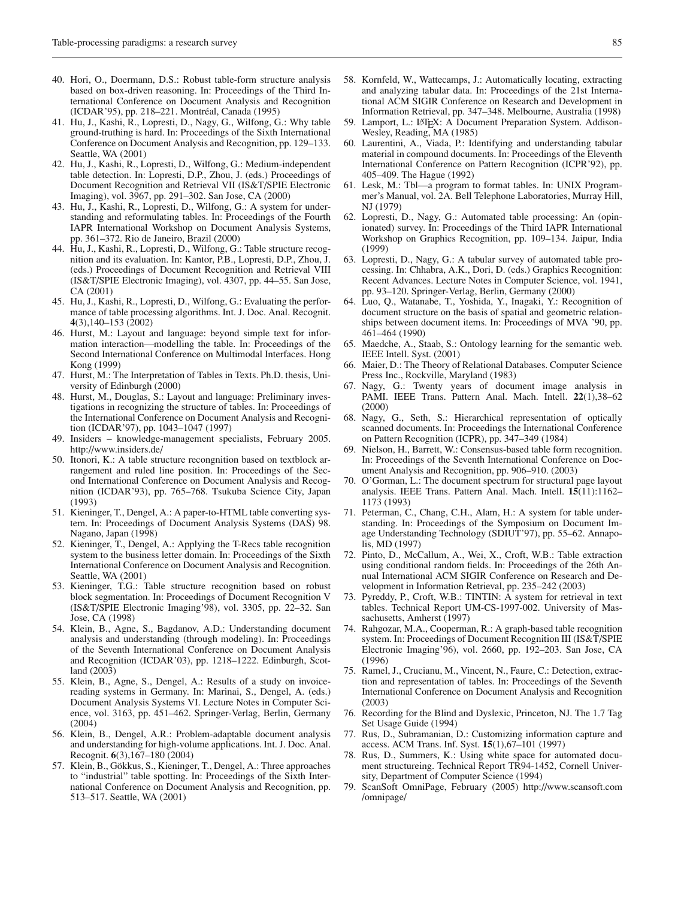40. Hori, O., Doermann, D.S.: Robust table-form structure analysis based on box-driven reasoning. In: Proceedings of the Third International Conference on Document Analysis and Recognition (ICDAR'95), pp. 218–221. Montréal, Canada (1995)
41. Hu, J., Kashi, R., Lopresti, D., Nagy, G., Wilfong, G.: Why table ground-truthing is hard. In: Proceedings of the Sixth International Conference on Document Analysis and Recognition, pp. 129–133. Seattle, WA (2001)
42. Hu, J., Kashi, R., Lopresti, D., Wilfong, G.: Medium-independent table detection. In: Lopresti, D.P., Zhou, J. (eds.) Proceedings of Document Recognition and Retrieval VII (IS&T/SPIE Electronic Imaging), vol. 3967, pp. 291–302. San Jose, CA (2000)
43. Hu, J., Kashi, R., Lopresti, D., Wilfong, G.: A system for understanding and reformulating tables. In: Proceedings of the Fourth IAPR International Workshop on Document Analysis Systems, pp. 361–372. Rio de Janeiro, Brazil (2000)
44. Hu, J., Kashi, R., Lopresti, D., Wilfong, G.: Table structure recognition and its evaluation. In: Kantor, P.B., Lopresti, D.P., Zhou, J. (eds.) Proceedings of Document Recognition and Retrieval VIII (IS&T/SPIE Electronic Imaging), vol. 4307, pp. 44–55. San Jose, CA (2001)
45. Hu, J., Kashi, R., Lopresti, D., Wilfong, G.: Evaluating the performance of table processing algorithms. Int. J. Doc. Anal. Recognit. **4**(3),140–153 (2002)
46. Hurst, M.: Layout and language: beyond simple text for information interaction—modelling the table. In: Proceedings of the Second International Conference on Multimodal Interfaces. Hong Kong (1999)
47. Hurst, M.: The Interpretation of Tables in Texts. Ph.D. thesis, University of Edinburgh (2000)
48. Hurst, M., Douglas, S.: Layout and language: Preliminary investigations in recognizing the structure of tables. In: Proceedings of the International Conference on Document Analysis and Recognition (ICDAR'97), pp. 1043–1047 (1997)
49. Insiders – knowledge-management specialists, February 2005. http://www.insiders.de/
50. Itonori, K.: A table structure recongnition based on textblock arrangement and ruled line position. In: Proceedings of the Second International Conference on Document Analysis and Recognition (ICDAR'93), pp. 765–768. Tsukuba Science City, Japan (1993)
51. Kieninger, T., Dengel, A.: A paper-to-HTML table converting system. In: Proceedings of Document Analysis Systems (DAS) 98. Nagano, Japan (1998)
52. Kieninger, T., Dengel, A.: Applying the T-Recs table recognition system to the business letter domain. In: Proceedings of the Sixth International Conference on Document Analysis and Recognition. Seattle, WA (2001)
53. Kieninger, T.G.: Table structure recognition based on robust block segmentation. In: Proceedings of Document Recognition V (IS&T/SPIE Electronic Imaging'98), vol. 3305, pp. 22–32. San Jose, CA (1998)
54. Klein, B., Agne, S., Bagdanov, A.D.: Understanding document analysis and understanding (through modeling). In: Proceedings of the Seventh International Conference on Document Analysis and Recognition (ICDAR'03), pp. 1218–1222. Edinburgh, Scotland (2003)
55. Klein, B., Agne, S., Dengel, A.: Results of a study on invoice-reading systems in Germany. In: Marinai, S., Dengel, A. (eds.) Document Analysis Systems VI. Lecture Notes in Computer Science, vol. 3163, pp. 451–462. Springer-Verlag, Berlin, Germany (2004)
56. Klein, B., Dengel, A.R.: Problem-adaptable document analysis and understanding for high-volume applications. Int. J. Doc. Anal. Recognit. **6**(3),167–180 (2004)
57. Klein, B., Gökkus, S., Kieninger, T., Dengel, A.: Three approaches to "industrial" table spotting. In: Proceedings of the Sixth International Conference on Document Analysis and Recognition, pp. 513–517. Seattle, WA (2001)
58. Kornfeld, W., Wattecamps, J.: Automatically locating, extracting and analyzing tabular data. In: Proceedings of the 21st International ACM SIGIR Conference on Research and Development in Information Retrieval, pp. 347–348. Melbourne, Australia (1998)
59. Lamport, L.: LaTeX: A Document Preparation System. Addison-Wesley, Reading, MA (1985)
60. Laurentini, A., Viada, P.: Identifying and understanding tabular material in compound documents. In: Proceedings of the Eleventh International Conference on Pattern Recognition (ICPR'92), pp. 405–409. The Hague (1992)
61. Lesk, M.: Tbl—a program to format tables. In: UNIX Programmer's Manual, vol. 2A. Bell Telephone Laboratories, Murray Hill, NJ (1979)
62. Lopresti, D., Nagy, G.: Automated table processing: An (opinionated) survey. In: Proceedings of the Third IAPR International Workshop on Graphics Recognition, pp. 109–134. Jaipur, India (1999)
63. Lopresti, D., Nagy, G.: A tabular survey of automated table processing. In: Chhabra, A.K., Dori, D. (eds.) Graphics Recognition: Recent Advances. Lecture Notes in Computer Science, vol. 1941, pp. 93–120. Springer-Verlag, Berlin, Germany (2000)
64. Luo, Q., Watanabe, T., Yoshida, Y., Inagaki, Y.: Recognition of document structure on the basis of spatial and geometric relationships between document items. In: Proceedings of MVA '90, pp. 461–464 (1990)
65. Maedche, A., Staab, S.: Ontology learning for the semantic web. IEEE Intell. Syst. (2001)
66. Maier, D.: The Theory of Relational Databases. Computer Science Press Inc., Rockville, Maryland (1983)
67. Nagy, G.: Twenty years of document image analysis in PAMI. IEEE Trans. Pattern Anal. Mach. Intell. **22**(1),38–62 (2000)
68. Nagy, G., Seth, S.: Hierarchical representation of optically scanned documents. In: Proceedings the International Conference on Pattern Recognition (ICPR), pp. 347–349 (1984)
69. Nielson, H., Barrett, W.: Consensus-based table form recognition. In: Proceedings of the Seventh International Conference on Document Analysis and Recognition, pp. 906–910. (2003)
70. O'Gorman, L.: The document spectrum for structural page layout analysis. IEEE Trans. Pattern Anal. Mach. Intell. **15**(11):1162–1173 (1993)
71. Peterman, C., Chang, C.H., Alam, H.: A system for table understanding. In: Proceedings of the Symposium on Document Image Understanding Technology (SDIUT'97), pp. 55–62. Annapolis, MD (1997)
72. Pinto, D., McCallum, A., Wei, X., Croft, W.B.: Table extraction using conditional random fields. In: Proceedings of the 26th Annual International ACM SIGIR Conference on Research and Development in Information Retrieval, pp. 235–242 (2003)
73. Pyreddy, P., Croft, W.B.: TINTIN: A system for retrieval in text tables. Technical Report UM-CS-1997-002. University of Massachusetts, Amherst (1997)
74. Rahgozar, M.A., Cooperman, R.: A graph-based table recognition system. In: Proceedings of Document Recognition III (IS&T/SPIE Electronic Imaging'96), vol. 2660, pp. 192–203. San Jose, CA (1996)
75. Ramel, J., Crucianu, M., Vincent, N., Faure, C.: Detection, extraction and representation of tables. In: Proceedings of the Seventh International Conference on Document Analysis and Recognition (2003)
76. Recording for the Blind and Dyslexic, Princeton, NJ. The 1.7 Tag Set Usage Guide (1994)
77. Rus, D., Subramanian, D.: Customizing information capture and access. ACM Trans. Inf. Syst. **15**(1),67–101 (1997)
78. Rus, D., Summers, K.: Using white space for automated document structureing. Technical Report TR94-1452, Cornell University, Department of Computer Science (1994)
79. ScanSoft OmniPage, February (2005) http://www.scansoft.com/omnipage/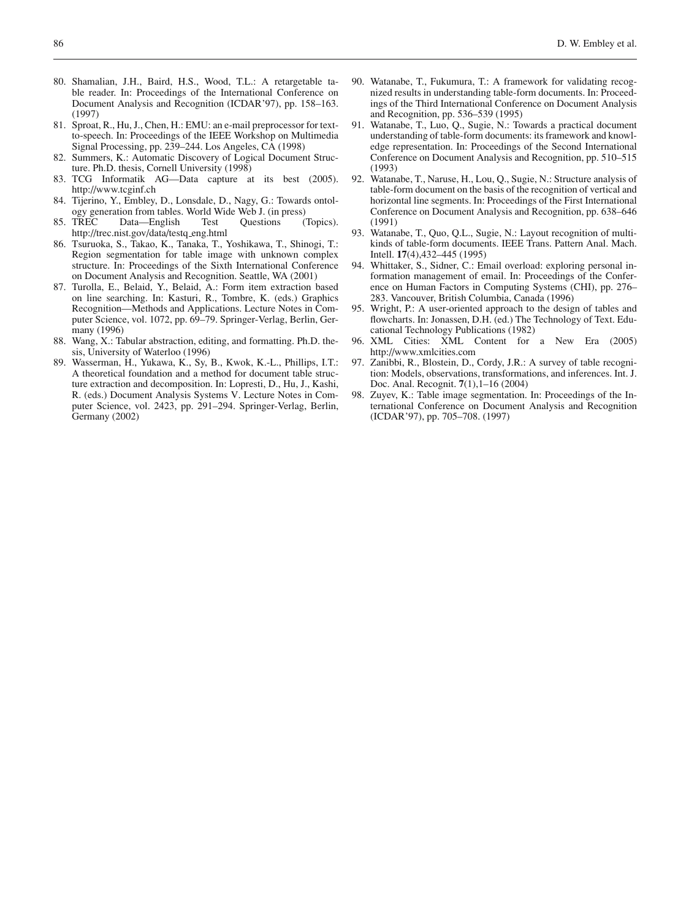80. Shamalian, J.H., Baird, H.S., Wood, T.L.: A retargetable table reader. In: Proceedings of the International Conference on Document Analysis and Recognition (ICDAR'97), pp. 158–163. (1997)
81. Sproat, R., Hu, J., Chen, H.: EMU: an e-mail preprocessor for text-to-speech. In: Proceedings of the IEEE Workshop on Multimedia Signal Processing, pp. 239–244. Los Angeles, CA (1998)
82. Summers, K.: Automatic Discovery of Logical Document Structure. Ph.D. thesis, Cornell University (1998)
83. TCG Informatik AG—Data capture at its best (2005). http://www.tcginf.ch
84. Tijerino, Y., Embley, D., Lonsdale, D., Nagy, G.: Towards ontology generation from tables. World Wide Web J. (in press)
85. TREC Data—English Test Questions (Topics). http://trec.nist.gov/data/testq_eng.html
86. Tsuruoka, S., Takao, K., Tanaka, T., Yoshikawa, T., Shinogi, T.: Region segmentation for table image with unknown complex structure. In: Proceedings of the Sixth International Conference on Document Analysis and Recognition. Seattle, WA (2001)
87. Turolla, E., Belaid, Y., Belaid, A.: Form item extraction based on line searching. In: Kasturi, R., Tombre, K. (eds.) Graphics Recognition—Methods and Applications. Lecture Notes in Computer Science, vol. 1072, pp. 69–79. Springer-Verlag, Berlin, Germany (1996)
88. Wang, X.: Tabular abstraction, editing, and formatting. Ph.D. thesis, University of Waterloo (1996)
89. Wasserman, H., Yukawa, K., Sy, B., Kwok, K.-L., Phillips, I.T.: A theoretical foundation and a method for document table structure extraction and decomposition. In: Lopresti, D., Hu, J., Kashi, R. (eds.) Document Analysis Systems V. Lecture Notes in Computer Science, vol. 2423, pp. 291–294. Springer-Verlag, Berlin, Germany (2002)
90. Watanabe, T., Fukumura, T.: A framework for validating recognized results in understanding table-form documents. In: Proceedings of the Third International Conference on Document Analysis and Recognition, pp. 536–539 (1995)
91. Watanabe, T., Luo, Q., Sugie, N.: Towards a practical document understanding of table-form documents: its framework and knowledge representation. In: Proceedings of the Second International Conference on Document Analysis and Recognition, pp. 510–515 (1993)
92. Watanabe, T., Naruse, H., Lou, Q., Sugie, N.: Structure analysis of table-form document on the basis of the recognition of vertical and horizontal line segments. In: Proceedings of the First International Conference on Document Analysis and Recognition, pp. 638–646 (1991)
93. Watanabe, T., Quo, Q.L., Sugie, N.: Layout recognition of multi-kinds of table-form documents. IEEE Trans. Pattern Anal. Mach. Intell. **17**(4),432–445 (1995)
94. Whittaker, S., Sidner, C.: Email overload: exploring personal information management of email. In: Proceedings of the Conference on Human Factors in Computing Systems (CHI), pp. 276–283. Vancouver, British Columbia, Canada (1996)
95. Wright, P.: A user-oriented approach to the design of tables and flowcharts. In: Jonassen, D.H. (ed.) The Technology of Text. Educational Technology Publications (1982)
96. XML Cities: XML Content for a New Era (2005) http://www.xmlcities.com
97. Zanibbi, R., Blostein, D., Cordy, J.R.: A survey of table recognition: Models, observations, transformations, and inferences. Int. J. Doc. Anal. Recognit. **7**(1),1–16 (2004)
98. Zuyev, K.: Table image segmentation. In: Proceedings of the International Conference on Document Analysis and Recognition (ICDAR'97), pp. 705–708. (1997)